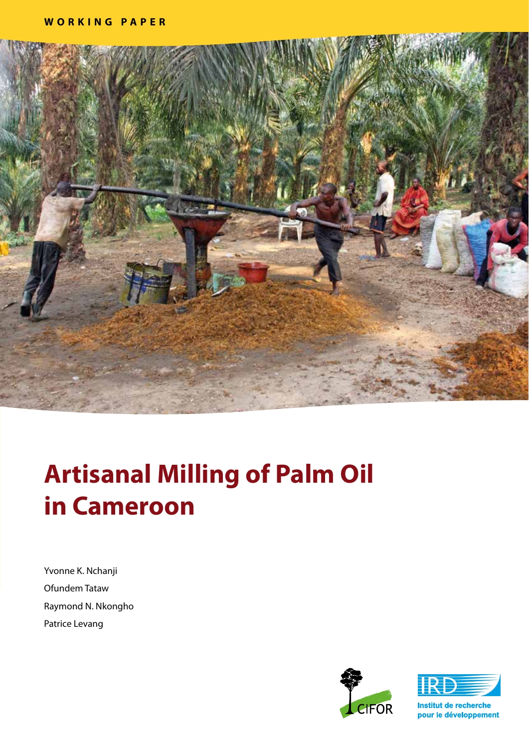WORKING PAPER

# Artisanal Milling of Palm Oil in Cameroon

Yvonne K. Nchanji

Ofundem Tataw

Raymond N. Nkongho

Patrice Levang

CIFOR

IRD Institut de recherche pour le développement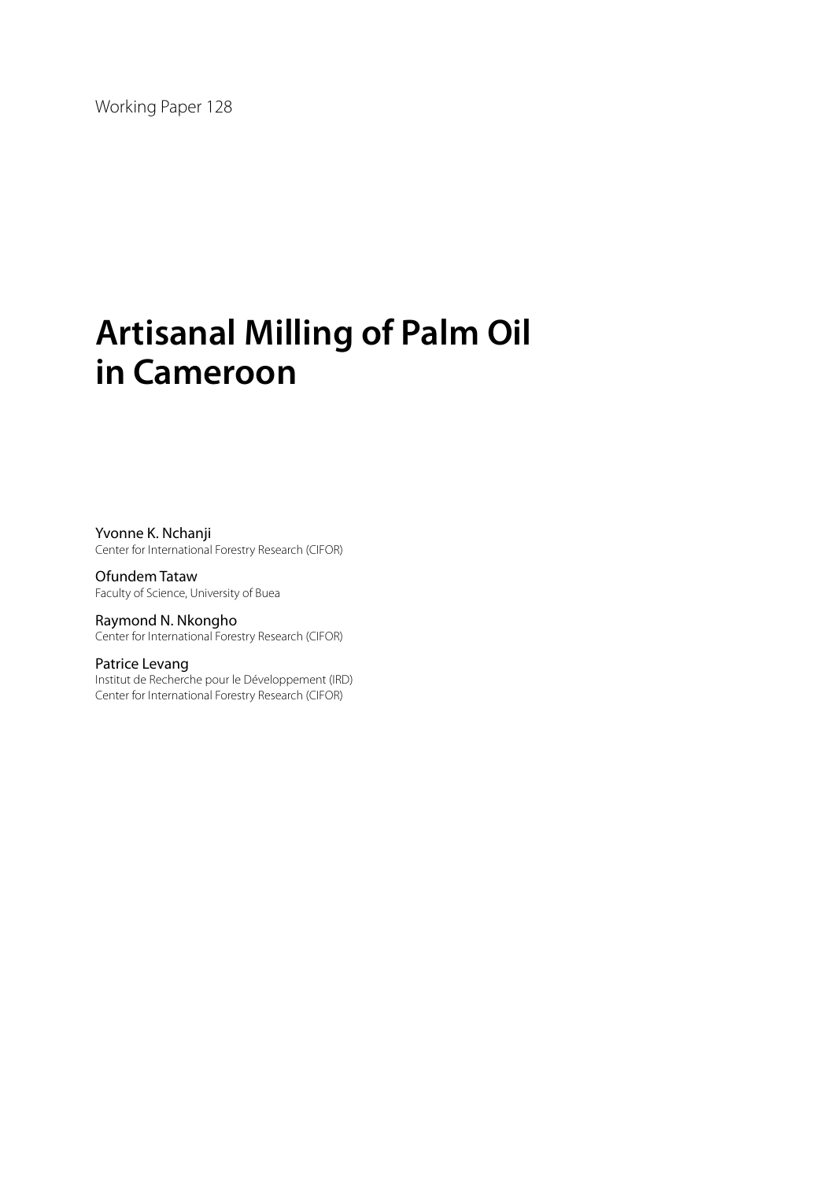Working Paper 128

# Artisanal Milling of Palm Oil in Cameroon

Yvonne K. Nchanji
Center for International Forestry Research (CIFOR)

Ofundem Tataw
Faculty of Science, University of Buea

Raymond N. Nkongho
Center for International Forestry Research (CIFOR)

Patrice Levang
Institut de Recherche pour le Développement (IRD)
Center for International Forestry Research (CIFOR)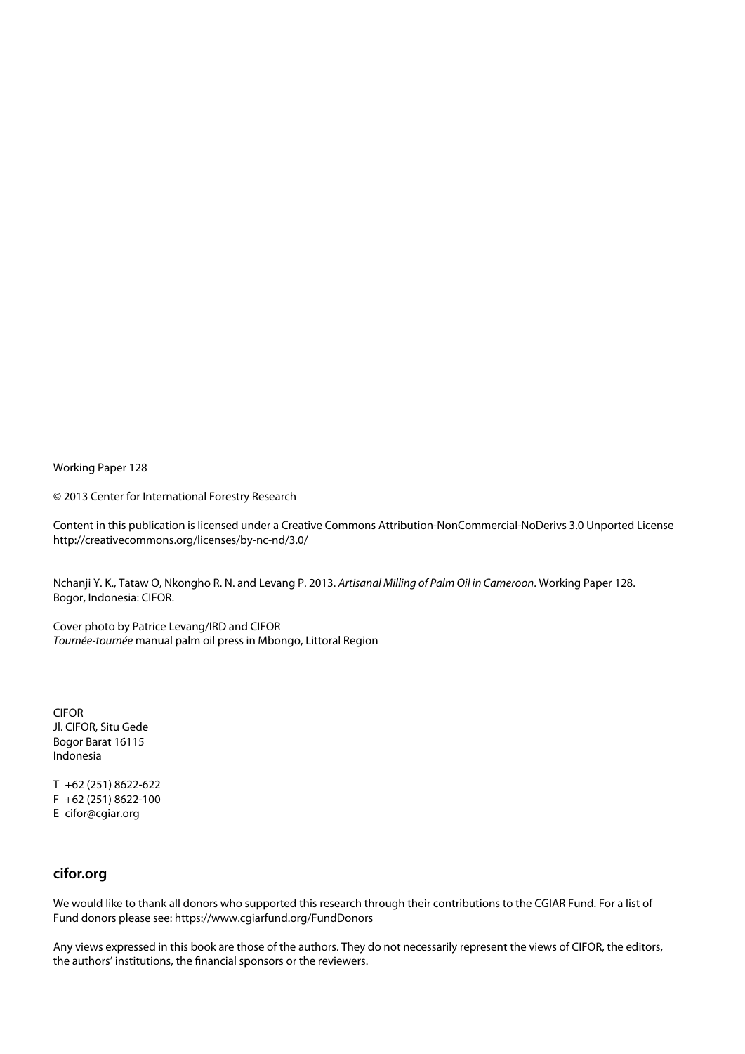Working Paper 128

© 2013 Center for International Forestry Research

Content in this publication is licensed under a Creative Commons Attribution-NonCommercial-NoDerivs 3.0 Unported License
http://creativecommons.org/licenses/by-nc-nd/3.0/

Nchanji Y. K., Tataw O, Nkongho R. N. and Levang P. 2013. *Artisanal Milling of Palm Oil in Cameroon*. Working Paper 128. Bogor, Indonesia: CIFOR.

Cover photo by Patrice Levang/IRD and CIFOR
*Tournée-tournée* manual palm oil press in Mbongo, Littoral Region

CIFOR
Jl. CIFOR, Situ Gede
Bogor Barat 16115
Indonesia

T +62 (251) 8622-622
F +62 (251) 8622-100
E cifor@cgiar.org

**cifor.org**

We would like to thank all donors who supported this research through their contributions to the CGIAR Fund. For a list of Fund donors please see: https://www.cgiarfund.org/FundDonors

Any views expressed in this book are those of the authors. They do not necessarily represent the views of CIFOR, the editors, the authors' institutions, the financial sponsors or the reviewers.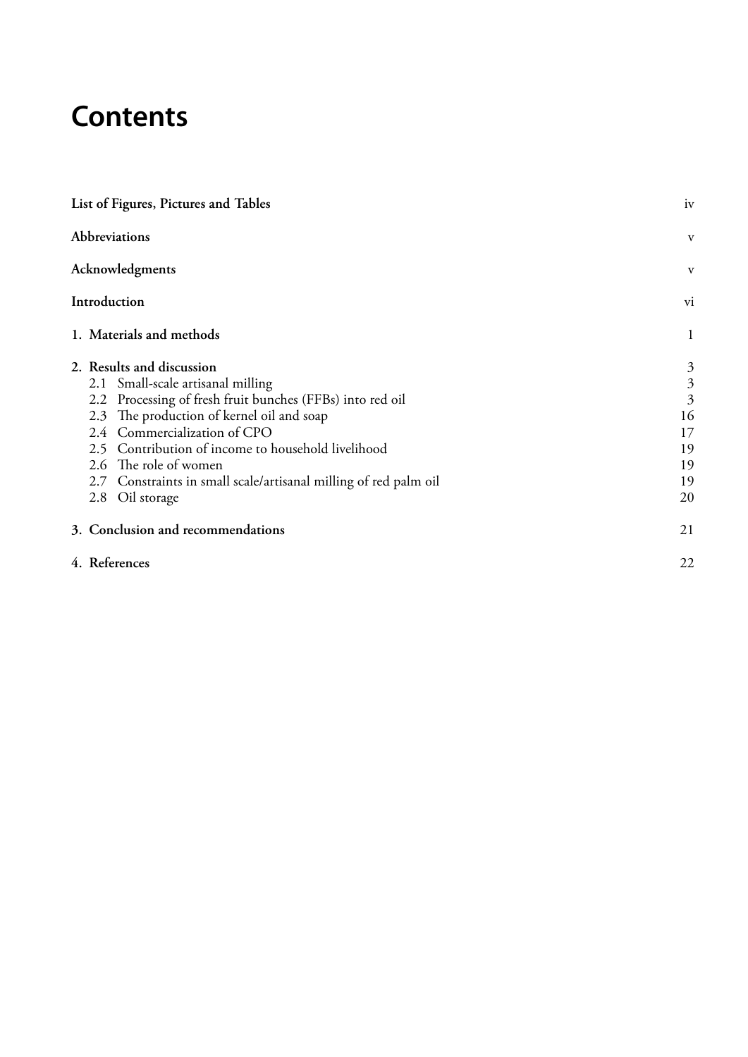# Contents

| | |
|---|---|
| **List of Figures, Pictures and Tables** | iv |
| **Abbreviations** | v |
| **Acknowledgments** | v |
| **Introduction** | vi |
| **1. Materials and methods** | 1 |
| **2. Results and discussion** | 3 |
| 2.1 Small-scale artisanal milling | 3 |
| 2.2 Processing of fresh fruit bunches (FFBs) into red oil | 3 |
| 2.3 The production of kernel oil and soap | 16 |
| 2.4 Commercialization of CPO | 17 |
| 2.5 Contribution of income to household livelihood | 19 |
| 2.6 The role of women | 19 |
| 2.7 Constraints in small scale/artisanal milling of red palm oil | 19 |
| 2.8 Oil storage | 20 |
| **3. Conclusion and recommendations** | 21 |
| **4. References** | 22 |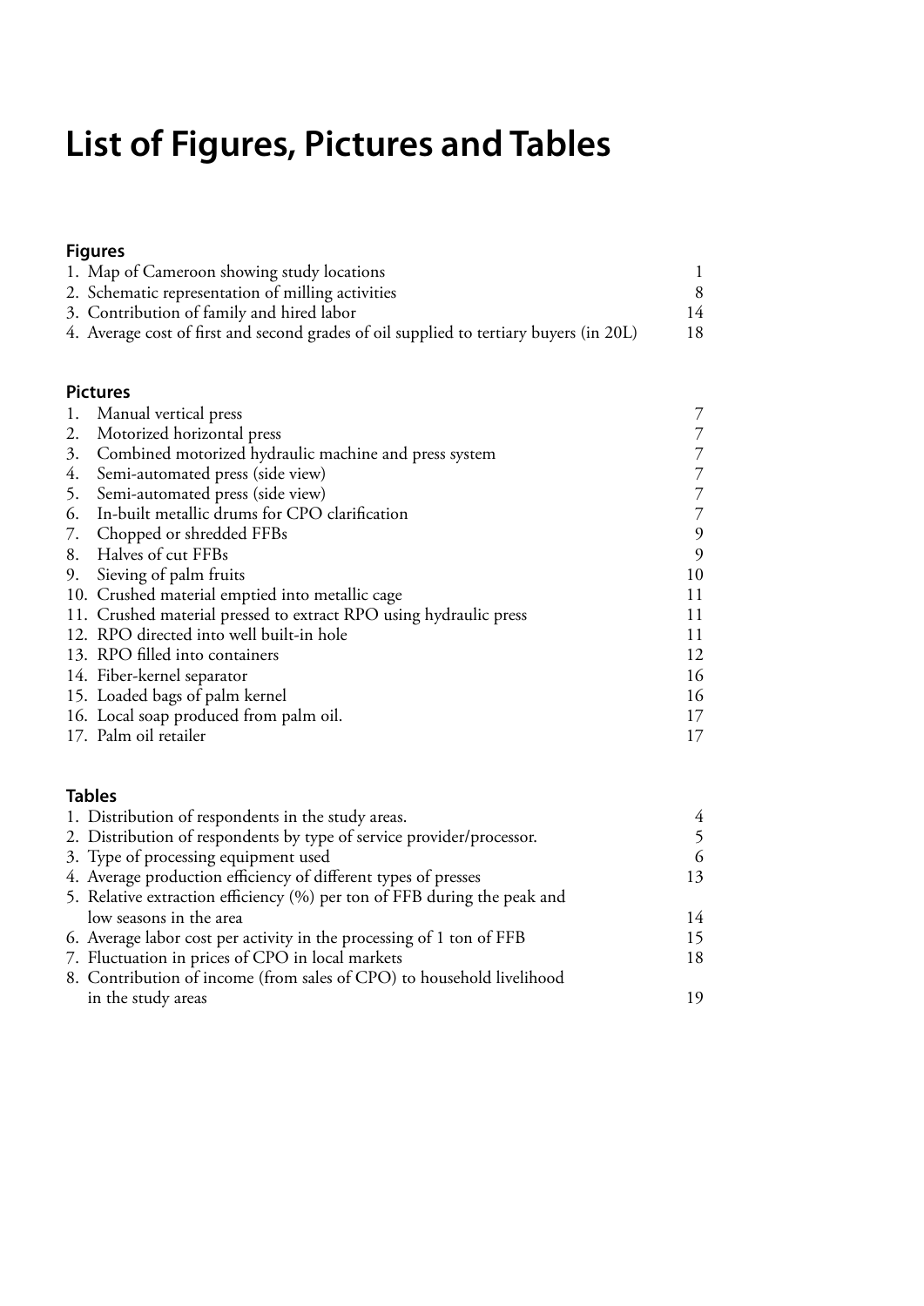# List of Figures, Pictures and Tables

### Figures

| | |
|---|---|
| 1. Map of Cameroon showing study locations | 1 |
| 2. Schematic representation of milling activities | 8 |
| 3. Contribution of family and hired labor | 14 |
| 4. Average cost of first and second grades of oil supplied to tertiary buyers (in 20L) | 18 |

### Pictures

| | |
|---|---|
| 1. Manual vertical press | 7 |
| 2. Motorized horizontal press | 7 |
| 3. Combined motorized hydraulic machine and press system | 7 |
| 4. Semi-automated press (side view) | 7 |
| 5. Semi-automated press (side view) | 7 |
| 6. In-built metallic drums for CPO clarification | 7 |
| 7. Chopped or shredded FFBs | 9 |
| 8. Halves of cut FFBs | 9 |
| 9. Sieving of palm fruits | 10 |
| 10. Crushed material emptied into metallic cage | 11 |
| 11. Crushed material pressed to extract RPO using hydraulic press | 11 |
| 12. RPO directed into well built-in hole | 11 |
| 13. RPO filled into containers | 12 |
| 14. Fiber-kernel separator | 16 |
| 15. Loaded bags of palm kernel | 16 |
| 16. Local soap produced from palm oil. | 17 |
| 17. Palm oil retailer | 17 |

### Tables

| | |
|---|---|
| 1. Distribution of respondents in the study areas. | 4 |
| 2. Distribution of respondents by type of service provider/processor. | 5 |
| 3. Type of processing equipment used | 6 |
| 4. Average production efficiency of different types of presses | 13 |
| 5. Relative extraction efficiency (%) per ton of FFB during the peak and low seasons in the area | 14 |
| 6. Average labor cost per activity in the processing of 1 ton of FFB | 15 |
| 7. Fluctuation in prices of CPO in local markets | 18 |
| 8. Contribution of income (from sales of CPO) to household livelihood in the study areas | 19 |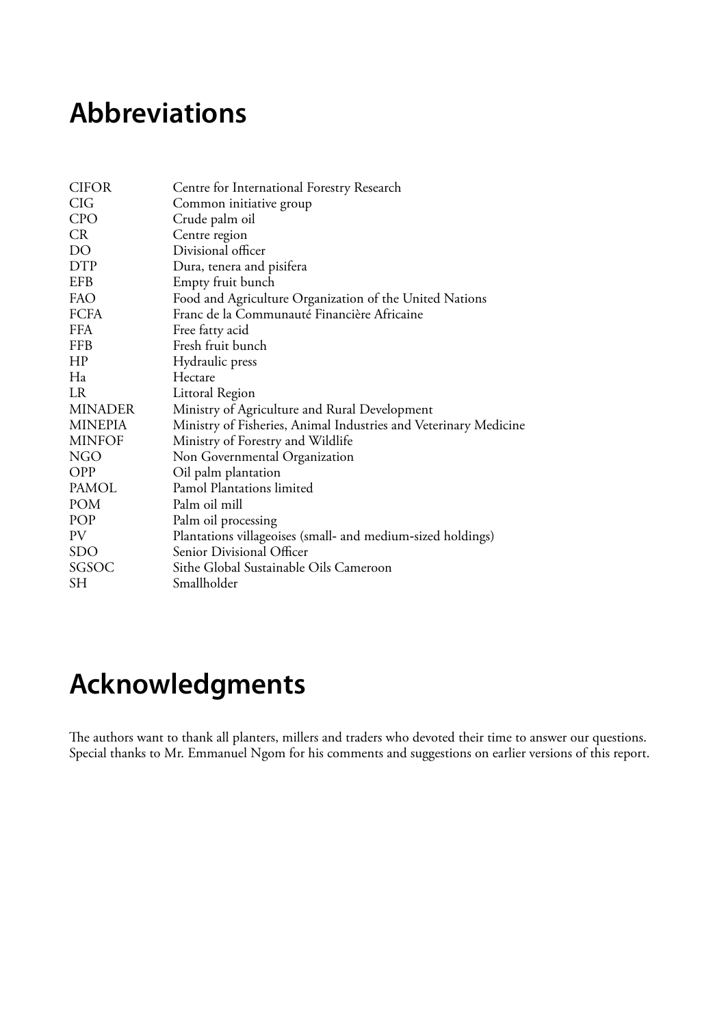# Abbreviations

| | |
|---|---|
| CIFOR | Centre for International Forestry Research |
| CIG | Common initiative group |
| CPO | Crude palm oil |
| CR | Centre region |
| DO | Divisional officer |
| DTP | Dura, tenera and pisifera |
| EFB | Empty fruit bunch |
| FAO | Food and Agriculture Organization of the United Nations |
| FCFA | Franc de la Communauté Financière Africaine |
| FFA | Free fatty acid |
| FFB | Fresh fruit bunch |
| HP | Hydraulic press |
| Ha | Hectare |
| LR | Littoral Region |
| MINADER | Ministry of Agriculture and Rural Development |
| MINEPIA | Ministry of Fisheries, Animal Industries and Veterinary Medicine |
| MINFOF | Ministry of Forestry and Wildlife |
| NGO | Non Governmental Organization |
| OPP | Oil palm plantation |
| PAMOL | Pamol Plantations limited |
| POM | Palm oil mill |
| POP | Palm oil processing |
| PV | Plantations villageoises (small- and medium-sized holdings) |
| SDO | Senior Divisional Officer |
| SGSOC | Sithe Global Sustainable Oils Cameroon |
| SH | Smallholder |

# Acknowledgments

The authors want to thank all planters, millers and traders who devoted their time to answer our questions. Special thanks to Mr. Emmanuel Ngom for his comments and suggestions on earlier versions of this report.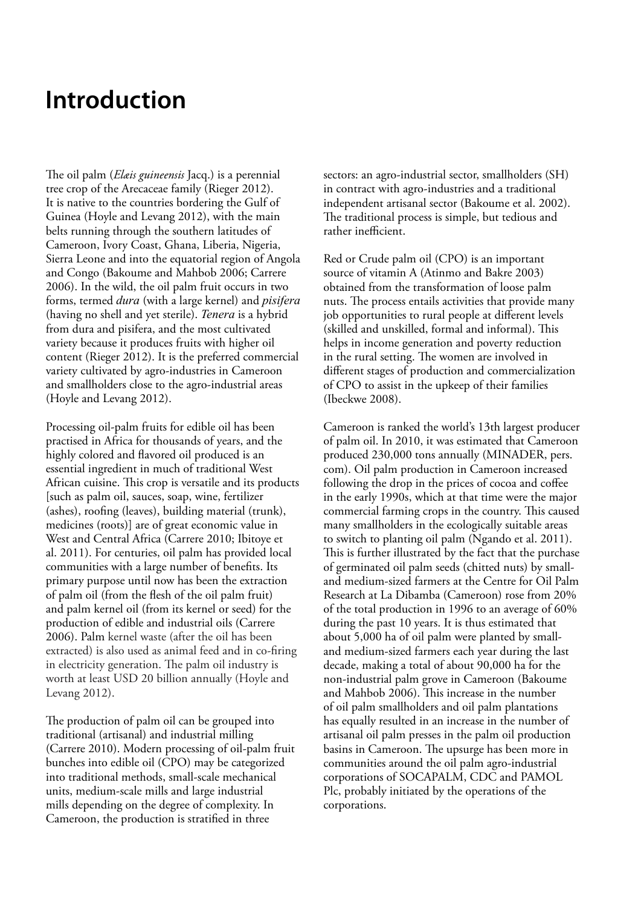# Introduction

The oil palm (*Elæis guineensis* Jacq.) is a perennial tree crop of the Arecaceae family (Rieger 2012). It is native to the countries bordering the Gulf of Guinea (Hoyle and Levang 2012), with the main belts running through the southern latitudes of Cameroon, Ivory Coast, Ghana, Liberia, Nigeria, Sierra Leone and into the equatorial region of Angola and Congo (Bakoume and Mahbob 2006; Carrere 2006). In the wild, the oil palm fruit occurs in two forms, termed *dura* (with a large kernel) and *pisifera* (having no shell and yet sterile). *Tenera* is a hybrid from dura and pisifera, and the most cultivated variety because it produces fruits with higher oil content (Rieger 2012). It is the preferred commercial variety cultivated by agro-industries in Cameroon and smallholders close to the agro-industrial areas (Hoyle and Levang 2012).

Processing oil-palm fruits for edible oil has been practised in Africa for thousands of years, and the highly colored and flavored oil produced is an essential ingredient in much of traditional West African cuisine. This crop is versatile and its products [such as palm oil, sauces, soap, wine, fertilizer (ashes), roofing (leaves), building material (trunk), medicines (roots)] are of great economic value in West and Central Africa (Carrere 2010; Ibitoye et al. 2011). For centuries, oil palm has provided local communities with a large number of benefits. Its primary purpose until now has been the extraction of palm oil (from the flesh of the oil palm fruit) and palm kernel oil (from its kernel or seed) for the production of edible and industrial oils (Carrere 2006). Palm kernel waste (after the oil has been extracted) is also used as animal feed and in co-firing in electricity generation. The palm oil industry is worth at least USD 20 billion annually (Hoyle and Levang 2012).

The production of palm oil can be grouped into traditional (artisanal) and industrial milling (Carrere 2010). Modern processing of oil-palm fruit bunches into edible oil (CPO) may be categorized into traditional methods, small-scale mechanical units, medium-scale mills and large industrial mills depending on the degree of complexity. In Cameroon, the production is stratified in three sectors: an agro-industrial sector, smallholders (SH) in contract with agro-industries and a traditional independent artisanal sector (Bakoume et al. 2002). The traditional process is simple, but tedious and rather inefficient.

Red or Crude palm oil (CPO) is an important source of vitamin A (Atinmo and Bakre 2003) obtained from the transformation of loose palm nuts. The process entails activities that provide many job opportunities to rural people at different levels (skilled and unskilled, formal and informal). This helps in income generation and poverty reduction in the rural setting. The women are involved in different stages of production and commercialization of CPO to assist in the upkeep of their families (Ibeckwe 2008).

Cameroon is ranked the world's 13th largest producer of palm oil. In 2010, it was estimated that Cameroon produced 230,000 tons annually (MINADER, pers. com). Oil palm production in Cameroon increased following the drop in the prices of cocoa and coffee in the early 1990s, which at that time were the major commercial farming crops in the country. This caused many smallholders in the ecologically suitable areas to switch to planting oil palm (Ngando et al. 2011). This is further illustrated by the fact that the purchase of germinated oil palm seeds (chitted nuts) by small- and medium-sized farmers at the Centre for Oil Palm Research at La Dibamba (Cameroon) rose from 20% of the total production in 1996 to an average of 60% during the past 10 years. It is thus estimated that about 5,000 ha of oil palm were planted by small- and medium-sized farmers each year during the last decade, making a total of about 90,000 ha for the non-industrial palm grove in Cameroon (Bakoume and Mahbob 2006). This increase in the number of oil palm smallholders and oil palm plantations has equally resulted in an increase in the number of artisanal oil palm presses in the palm oil production basins in Cameroon. The upsurge has been more in communities around the oil palm agro-industrial corporations of SOCAPALM, CDC and PAMOL Plc, probably initiated by the operations of the corporations.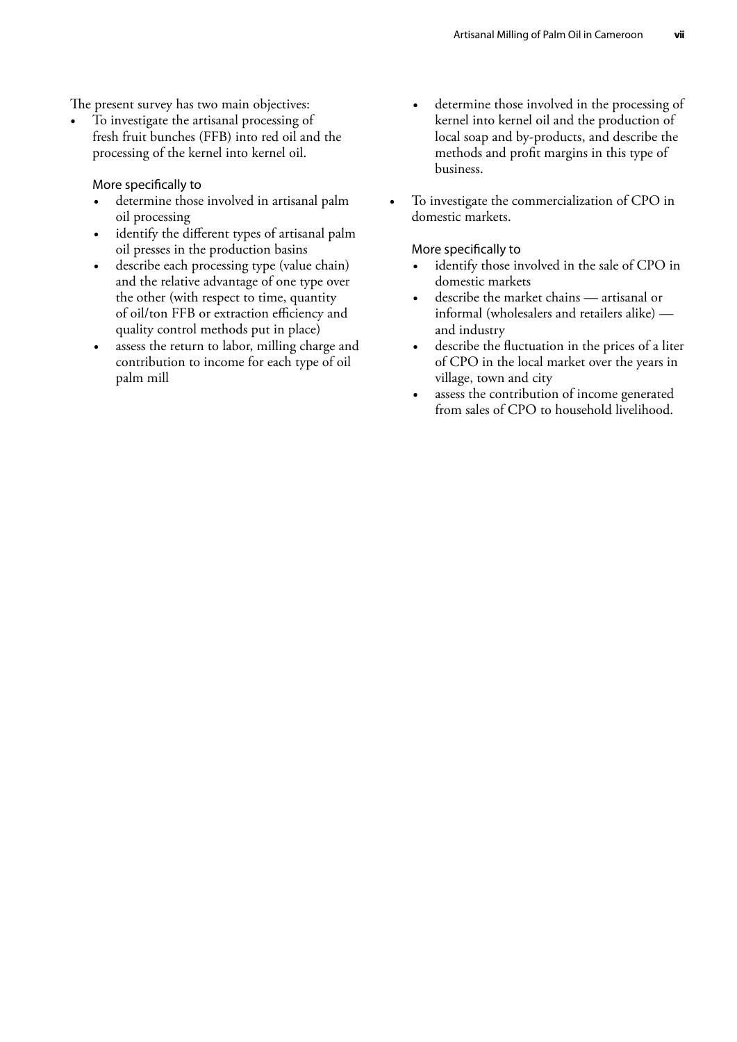The present survey has two main objectives:

- To investigate the artisanal processing of fresh fruit bunches (FFB) into red oil and the processing of the kernel into kernel oil.

  More specifically to

  - determine those involved in artisanal palm oil processing
  - identify the different types of artisanal palm oil presses in the production basins
  - describe each processing type (value chain) and the relative advantage of one type over the other (with respect to time, quantity of oil/ton FFB or extraction efficiency and quality control methods put in place)
  - assess the return to labor, milling charge and contribution to income for each type of oil palm mill
  - determine those involved in the processing of kernel into kernel oil and the production of local soap and by-products, and describe the methods and profit margins in this type of business.

- To investigate the commercialization of CPO in domestic markets.

  More specifically to

  - identify those involved in the sale of CPO in domestic markets
  - describe the market chains — artisanal or informal (wholesalers and retailers alike) — and industry
  - describe the fluctuation in the prices of a liter of CPO in the local market over the years in village, town and city
  - assess the contribution of income generated from sales of CPO to household livelihood.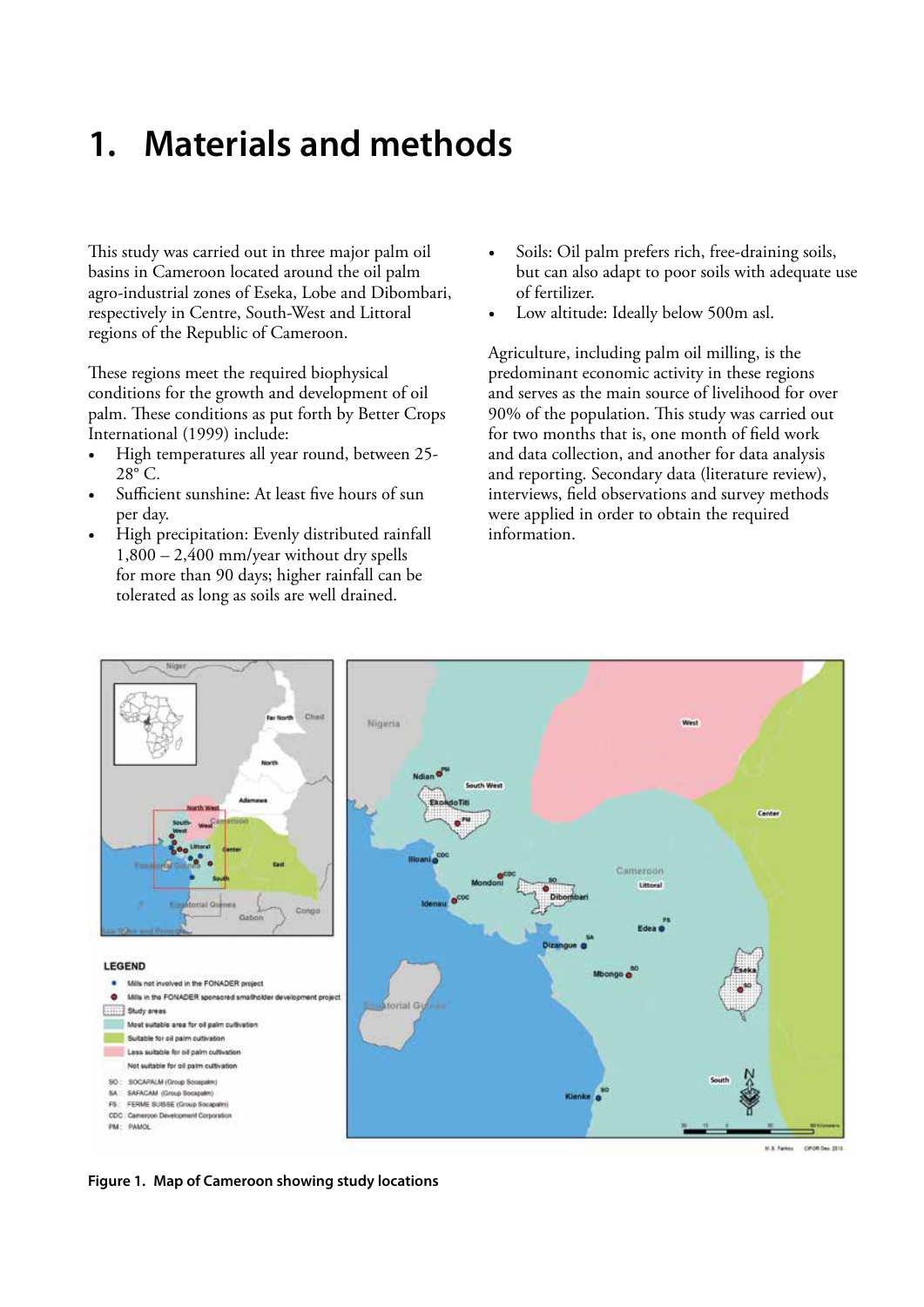# 1. Materials and methods

This study was carried out in three major palm oil basins in Cameroon located around the oil palm agro-industrial zones of Eseka, Lobe and Dibombari, respectively in Centre, South-West and Littoral regions of the Republic of Cameroon.

These regions meet the required biophysical conditions for the growth and development of oil palm. These conditions as put forth by Better Crops International (1999) include:

- High temperatures all year round, between 25-28° C.
- Sufficient sunshine: At least five hours of sun per day.
- High precipitation: Evenly distributed rainfall 1,800 – 2,400 mm/year without dry spells for more than 90 days; higher rainfall can be tolerated as long as soils are well drained.
- Soils: Oil palm prefers rich, free-draining soils, but can also adapt to poor soils with adequate use of fertilizer.
- Low altitude: Ideally below 500m asl.

Agriculture, including palm oil milling, is the predominant economic activity in these regions and serves as the main source of livelihood for over 90% of the population. This study was carried out for two months that is, one month of field work and data collection, and another for data analysis and reporting. Secondary data (literature review), interviews, field observations and survey methods were applied in order to obtain the required information.

**Figure 1. Map of Cameroon showing study locations**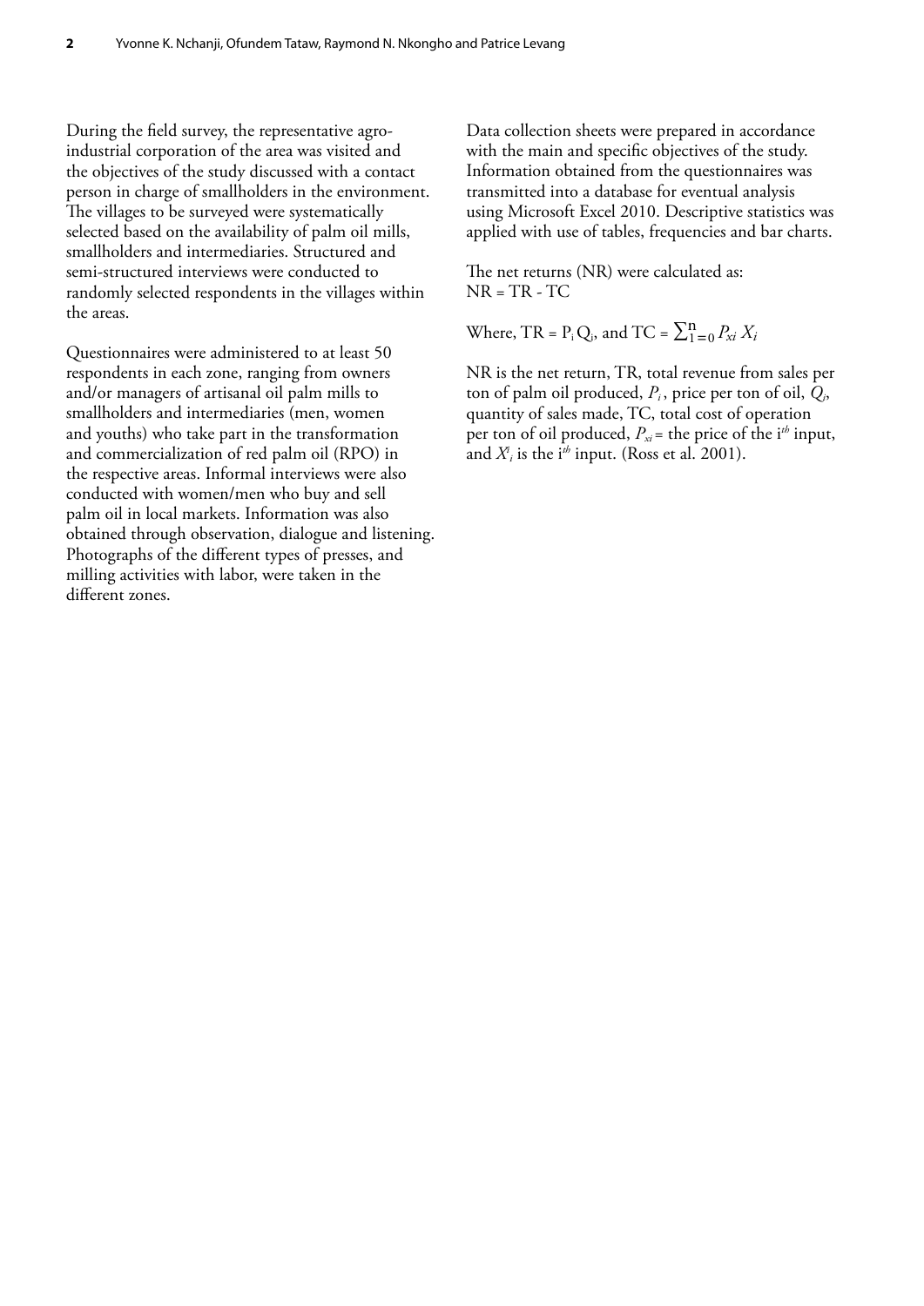During the field survey, the representative agro-industrial corporation of the area was visited and the objectives of the study discussed with a contact person in charge of smallholders in the environment. The villages to be surveyed were systematically selected based on the availability of palm oil mills, smallholders and intermediaries. Structured and semi-structured interviews were conducted to randomly selected respondents in the villages within the areas.

Questionnaires were administered to at least 50 respondents in each zone, ranging from owners and/or managers of artisanal oil palm mills to smallholders and intermediaries (men, women and youths) who take part in the transformation and commercialization of red palm oil (RPO) in the respective areas. Informal interviews were also conducted with women/men who buy and sell palm oil in local markets. Information was also obtained through observation, dialogue and listening. Photographs of the different types of presses, and milling activities with labor, were taken in the different zones.

Data collection sheets were prepared in accordance with the main and specific objectives of the study. Information obtained from the questionnaires was transmitted into a database for eventual analysis using Microsoft Excel 2010. Descriptive statistics was applied with use of tables, frequencies and bar charts.

The net returns (NR) were calculated as:
$NR = TR - TC$

Where, $TR = P_i Q_i$, and $TC = \sum_{1=0}^{n} P_{xi} X_i$

NR is the net return, TR, total revenue from sales per ton of palm oil produced, $P_i$, price per ton of oil, $Q_j$, quantity of sales made, TC, total cost of operation per ton of oil produced, $P_{xi}$ = the price of the i$^{th}$ input, and $X_i$ is the i$^{th}$ input. (Ross et al. 2001).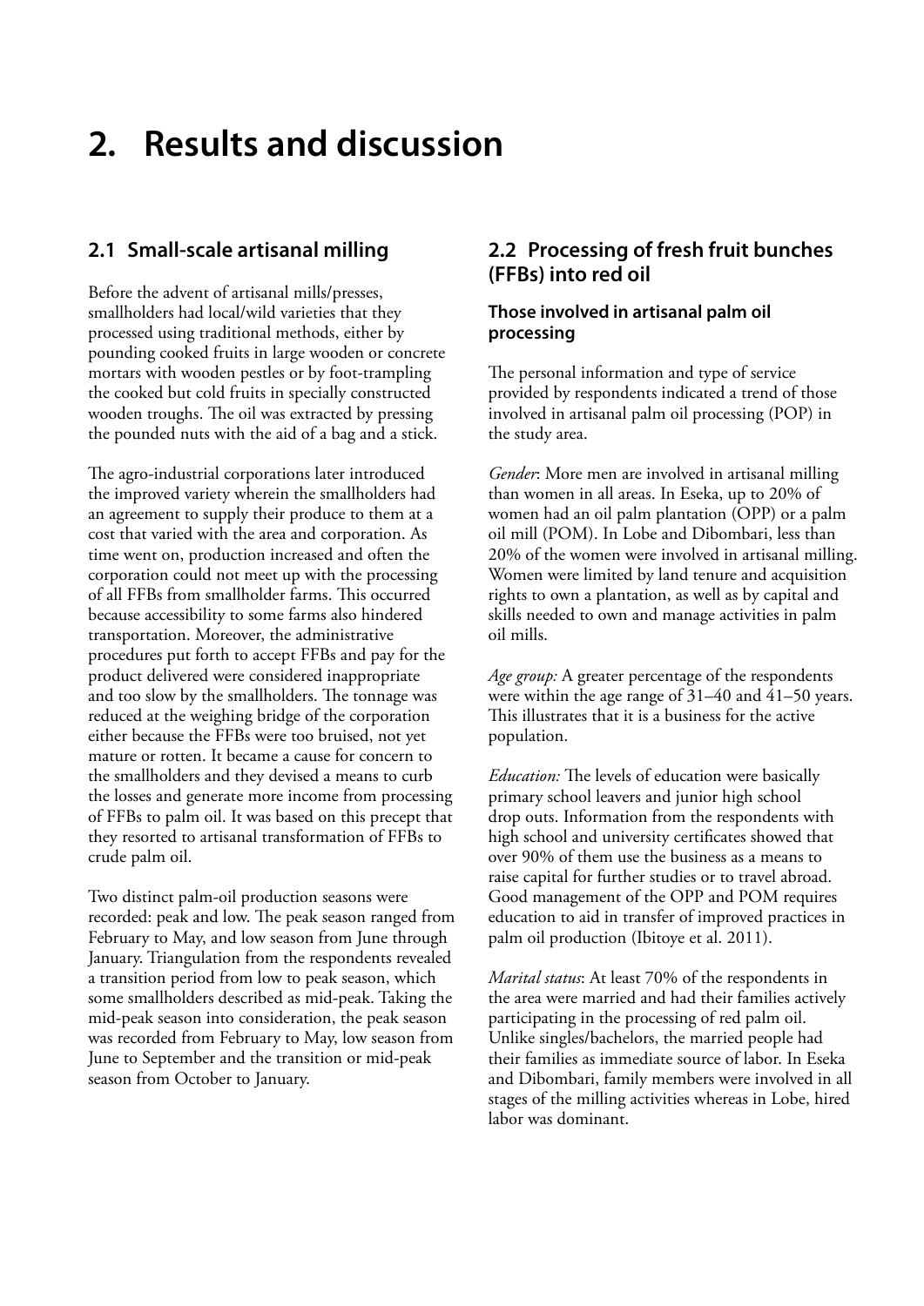# 2. Results and discussion

## 2.1 Small-scale artisanal milling

Before the advent of artisanal mills/presses, smallholders had local/wild varieties that they processed using traditional methods, either by pounding cooked fruits in large wooden or concrete mortars with wooden pestles or by foot-trampling the cooked but cold fruits in specially constructed wooden troughs. The oil was extracted by pressing the pounded nuts with the aid of a bag and a stick.

The agro-industrial corporations later introduced the improved variety wherein the smallholders had an agreement to supply their produce to them at a cost that varied with the area and corporation. As time went on, production increased and often the corporation could not meet up with the processing of all FFBs from smallholder farms. This occurred because accessibility to some farms also hindered transportation. Moreover, the administrative procedures put forth to accept FFBs and pay for the product delivered were considered inappropriate and too slow by the smallholders. The tonnage was reduced at the weighing bridge of the corporation either because the FFBs were too bruised, not yet mature or rotten. It became a cause for concern to the smallholders and they devised a means to curb the losses and generate more income from processing of FFBs to palm oil. It was based on this precept that they resorted to artisanal transformation of FFBs to crude palm oil.

Two distinct palm-oil production seasons were recorded: peak and low. The peak season ranged from February to May, and low season from June through January. Triangulation from the respondents revealed a transition period from low to peak season, which some smallholders described as mid-peak. Taking the mid-peak season into consideration, the peak season was recorded from February to May, low season from June to September and the transition or mid-peak season from October to January.

## 2.2 Processing of fresh fruit bunches (FFBs) into red oil

### Those involved in artisanal palm oil processing

The personal information and type of service provided by respondents indicated a trend of those involved in artisanal palm oil processing (POP) in the study area.

*Gender*: More men are involved in artisanal milling than women in all areas. In Eseka, up to 20% of women had an oil palm plantation (OPP) or a palm oil mill (POM). In Lobe and Dibombari, less than 20% of the women were involved in artisanal milling. Women were limited by land tenure and acquisition rights to own a plantation, as well as by capital and skills needed to own and manage activities in palm oil mills.

*Age group:* A greater percentage of the respondents were within the age range of 31–40 and 41–50 years. This illustrates that it is a business for the active population.

*Education:* The levels of education were basically primary school leavers and junior high school drop outs. Information from the respondents with high school and university certificates showed that over 90% of them use the business as a means to raise capital for further studies or to travel abroad. Good management of the OPP and POM requires education to aid in transfer of improved practices in palm oil production (Ibitoye et al. 2011).

*Marital status*: At least 70% of the respondents in the area were married and had their families actively participating in the processing of red palm oil. Unlike singles/bachelors, the married people had their families as immediate source of labor. In Eseka and Dibombari, family members were involved in all stages of the milling activities whereas in Lobe, hired labor was dominant.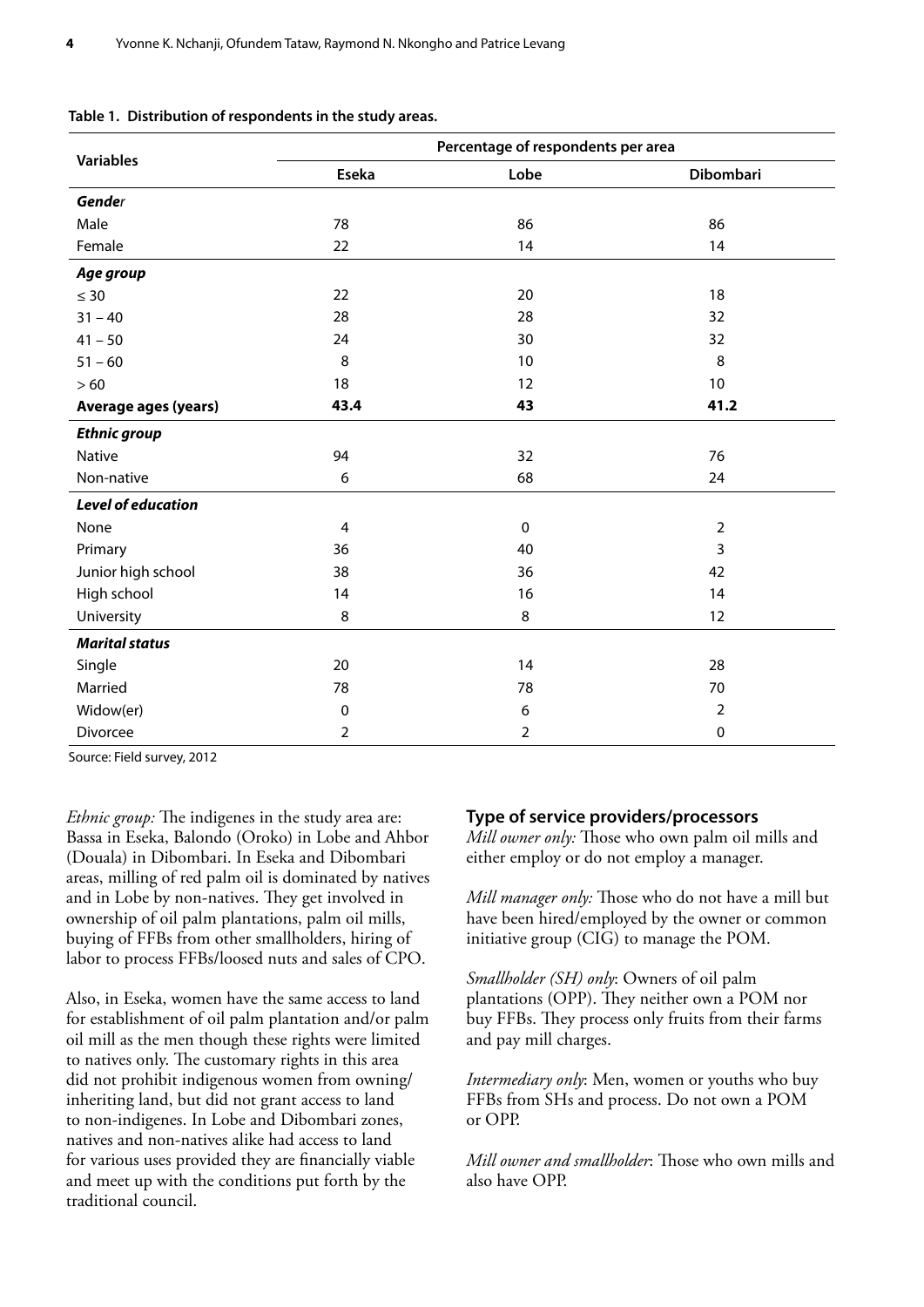**Table 1. Distribution of respondents in the study areas.**

| Variables | Percentage of respondents per area | | |
|---|---|---|---|
| | Eseka | Lobe | Dibombari |
| ***Gender*** | | | |
| Male | 78 | 86 | 86 |
| Female | 22 | 14 | 14 |
| ***Age group*** | | | |
| ≤ 30 | 22 | 20 | 18 |
| 31 – 40 | 28 | 28 | 32 |
| 41 – 50 | 24 | 30 | 32 |
| 51 – 60 | 8 | 10 | 8 |
| > 60 | 18 | 12 | 10 |
| **Average ages (years)** | **43.4** | **43** | **41.2** |
| ***Ethnic group*** | | | |
| Native | 94 | 32 | 76 |
| Non-native | 6 | 68 | 24 |
| ***Level of education*** | | | |
| None | 4 | 0 | 2 |
| Primary | 36 | 40 | 3 |
| Junior high school | 38 | 36 | 42 |
| High school | 14 | 16 | 14 |
| University | 8 | 8 | 12 |
| ***Marital status*** | | | |
| Single | 20 | 14 | 28 |
| Married | 78 | 78 | 70 |
| Widow(er) | 0 | 6 | 2 |
| Divorcee | 2 | 2 | 0 |

Source: Field survey, 2012

*Ethnic group:* The indigenes in the study area are: Bassa in Eseka, Balondo (Oroko) in Lobe and Ahbor (Douala) in Dibombari. In Eseka and Dibombari areas, milling of red palm oil is dominated by natives and in Lobe by non-natives. They get involved in ownership of oil palm plantations, palm oil mills, buying of FFBs from other smallholders, hiring of labor to process FFBs/loosed nuts and sales of CPO.

Also, in Eseka, women have the same access to land for establishment of oil palm plantation and/or palm oil mill as the men though these rights were limited to natives only. The customary rights in this area did not prohibit indigenous women from owning/inheriting land, but did not grant access to land to non-indigenes. In Lobe and Dibombari zones, natives and non-natives alike had access to land for various uses provided they are financially viable and meet up with the conditions put forth by the traditional council.

### Type of service providers/processors

*Mill owner only:* Those who own palm oil mills and either employ or do not employ a manager.

*Mill manager only:* Those who do not have a mill but have been hired/employed by the owner or common initiative group (CIG) to manage the POM.

*Smallholder (SH) only*: Owners of oil palm plantations (OPP). They neither own a POM nor buy FFBs. They process only fruits from their farms and pay mill charges.

*Intermediary only*: Men, women or youths who buy FFBs from SHs and process. Do not own a POM or OPP.

*Mill owner and smallholder*: Those who own mills and also have OPP.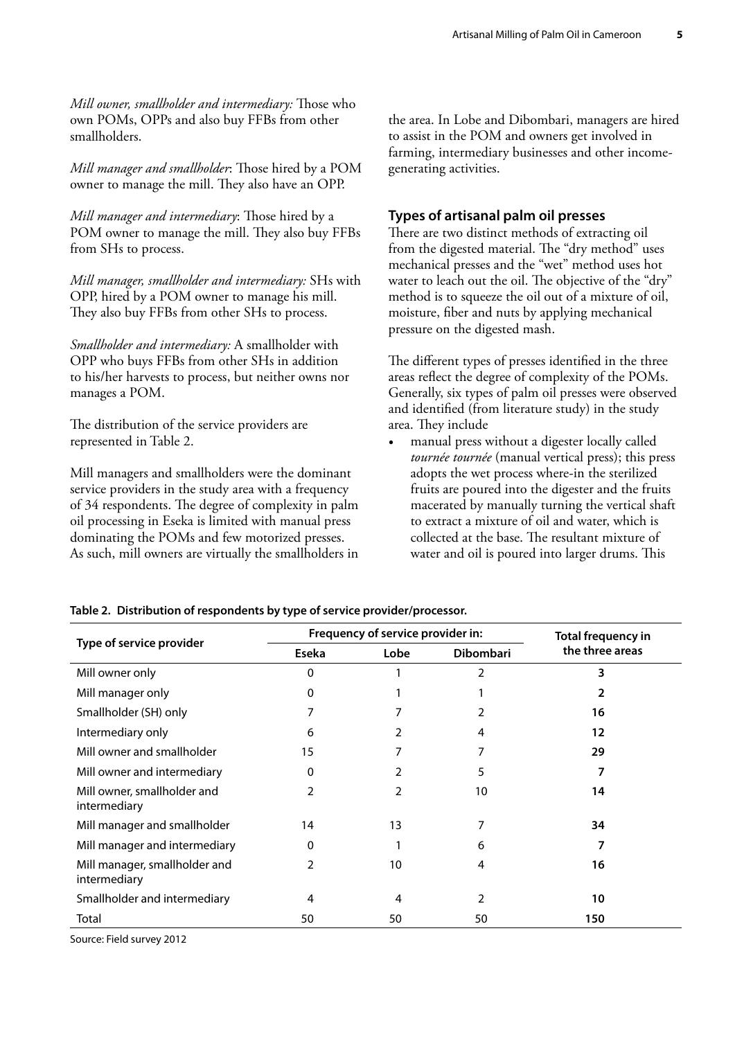*Mill owner, smallholder and intermediary:* Those who own POMs, OPPs and also buy FFBs from other smallholders.

*Mill manager and smallholder*: Those hired by a POM owner to manage the mill. They also have an OPP.

*Mill manager and intermediary*: Those hired by a POM owner to manage the mill. They also buy FFBs from SHs to process.

*Mill manager, smallholder and intermediary:* SHs with OPP, hired by a POM owner to manage his mill. They also buy FFBs from other SHs to process.

*Smallholder and intermediary:* A smallholder with OPP who buys FFBs from other SHs in addition to his/her harvests to process, but neither owns nor manages a POM.

The distribution of the service providers are represented in Table 2.

Mill managers and smallholders were the dominant service providers in the study area with a frequency of 34 respondents. The degree of complexity in palm oil processing in Eseka is limited with manual press dominating the POMs and few motorized presses. As such, mill owners are virtually the smallholders in the area. In Lobe and Dibombari, managers are hired to assist in the POM and owners get involved in farming, intermediary businesses and other income-generating activities.

## Types of artisanal palm oil presses

There are two distinct methods of extracting oil from the digested material. The "dry method" uses mechanical presses and the "wet" method uses hot water to leach out the oil. The objective of the "dry" method is to squeeze the oil out of a mixture of oil, moisture, fiber and nuts by applying mechanical pressure on the digested mash.

The different types of presses identified in the three areas reflect the degree of complexity of the POMs. Generally, six types of palm oil presses were observed and identified (from literature study) in the study area. They include

- manual press without a digester locally called *tournée tournée* (manual vertical press); this press adopts the wet process where-in the sterilized fruits are poured into the digester and the fruits macerated by manually turning the vertical shaft to extract a mixture of oil and water, which is collected at the base. The resultant mixture of water and oil is poured into larger drums. This

**Table 2. Distribution of respondents by type of service provider/processor.**

| Type of service provider | Frequency of service provider in: | | | Total frequency in the three areas |
|---|---|---|---|---|
| | Eseka | Lobe | Dibombari | |
| Mill owner only | 0 | 1 | 2 | **3** |
| Mill manager only | 0 | 1 | 1 | **2** |
| Smallholder (SH) only | 7 | 7 | 2 | **16** |
| Intermediary only | 6 | 2 | 4 | **12** |
| Mill owner and smallholder | 15 | 7 | 7 | **29** |
| Mill owner and intermediary | 0 | 2 | 5 | **7** |
| Mill owner, smallholder and intermediary | 2 | 2 | 10 | **14** |
| Mill manager and smallholder | 14 | 13 | 7 | **34** |
| Mill manager and intermediary | 0 | 1 | 6 | **7** |
| Mill manager, smallholder and intermediary | 2 | 10 | 4 | **16** |
| Smallholder and intermediary | 4 | 4 | 2 | **10** |
| Total | 50 | 50 | 50 | **150** |

Source: Field survey 2012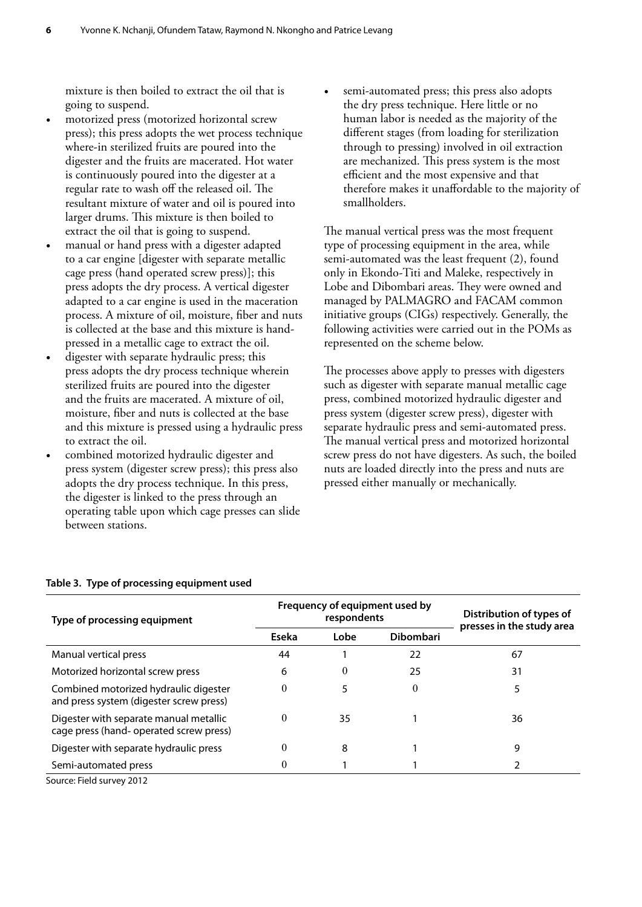mixture is then boiled to extract the oil that is going to suspend.

- motorized press (motorized horizontal screw press); this press adopts the wet process technique where-in sterilized fruits are poured into the digester and the fruits are macerated. Hot water is continuously poured into the digester at a regular rate to wash off the released oil. The resultant mixture of water and oil is poured into larger drums. This mixture is then boiled to extract the oil that is going to suspend.
- manual or hand press with a digester adapted to a car engine [digester with separate metallic cage press (hand operated screw press)]; this press adopts the dry process. A vertical digester adapted to a car engine is used in the maceration process. A mixture of oil, moisture, fiber and nuts is collected at the base and this mixture is hand-pressed in a metallic cage to extract the oil.
- digester with separate hydraulic press; this press adopts the dry process technique wherein sterilized fruits are poured into the digester and the fruits are macerated. A mixture of oil, moisture, fiber and nuts is collected at the base and this mixture is pressed using a hydraulic press to extract the oil.
- combined motorized hydraulic digester and press system (digester screw press); this press also adopts the dry process technique. In this press, the digester is linked to the press through an operating table upon which cage presses can slide between stations.
- semi-automated press; this press also adopts the dry press technique. Here little or no human labor is needed as the majority of the different stages (from loading for sterilization through to pressing) involved in oil extraction are mechanized. This press system is the most efficient and the most expensive and that therefore makes it unaffordable to the majority of smallholders.

The manual vertical press was the most frequent type of processing equipment in the area, while semi-automated was the least frequent (2), found only in Ekondo-Titi and Maleke, respectively in Lobe and Dibombari areas. They were owned and managed by PALMAGRO and FACAM common initiative groups (CIGs) respectively. Generally, the following activities were carried out in the POMs as represented on the scheme below.

The processes above apply to presses with digesters such as digester with separate manual metallic cage press, combined motorized hydraulic digester and press system (digester screw press), digester with separate hydraulic press and semi-automated press. The manual vertical press and motorized horizontal screw press do not have digesters. As such, the boiled nuts are loaded directly into the press and nuts are pressed either manually or mechanically.

**Table 3. Type of processing equipment used**

| Type of processing equipment | Frequency of equipment used by respondents | | | Distribution of types of presses in the study area |
|---|---|---|---|---|
| | Eseka | Lobe | Dibombari | |
| Manual vertical press | 44 | 1 | 22 | 67 |
| Motorized horizontal screw press | 6 | 0 | 25 | 31 |
| Combined motorized hydraulic digester and press system (digester screw press) | 0 | 5 | 0 | 5 |
| Digester with separate manual metallic cage press (hand- operated screw press) | 0 | 35 | 1 | 36 |
| Digester with separate hydraulic press | 0 | 8 | 1 | 9 |
| Semi-automated press | 0 | 1 | 1 | 2 |

Source: Field survey 2012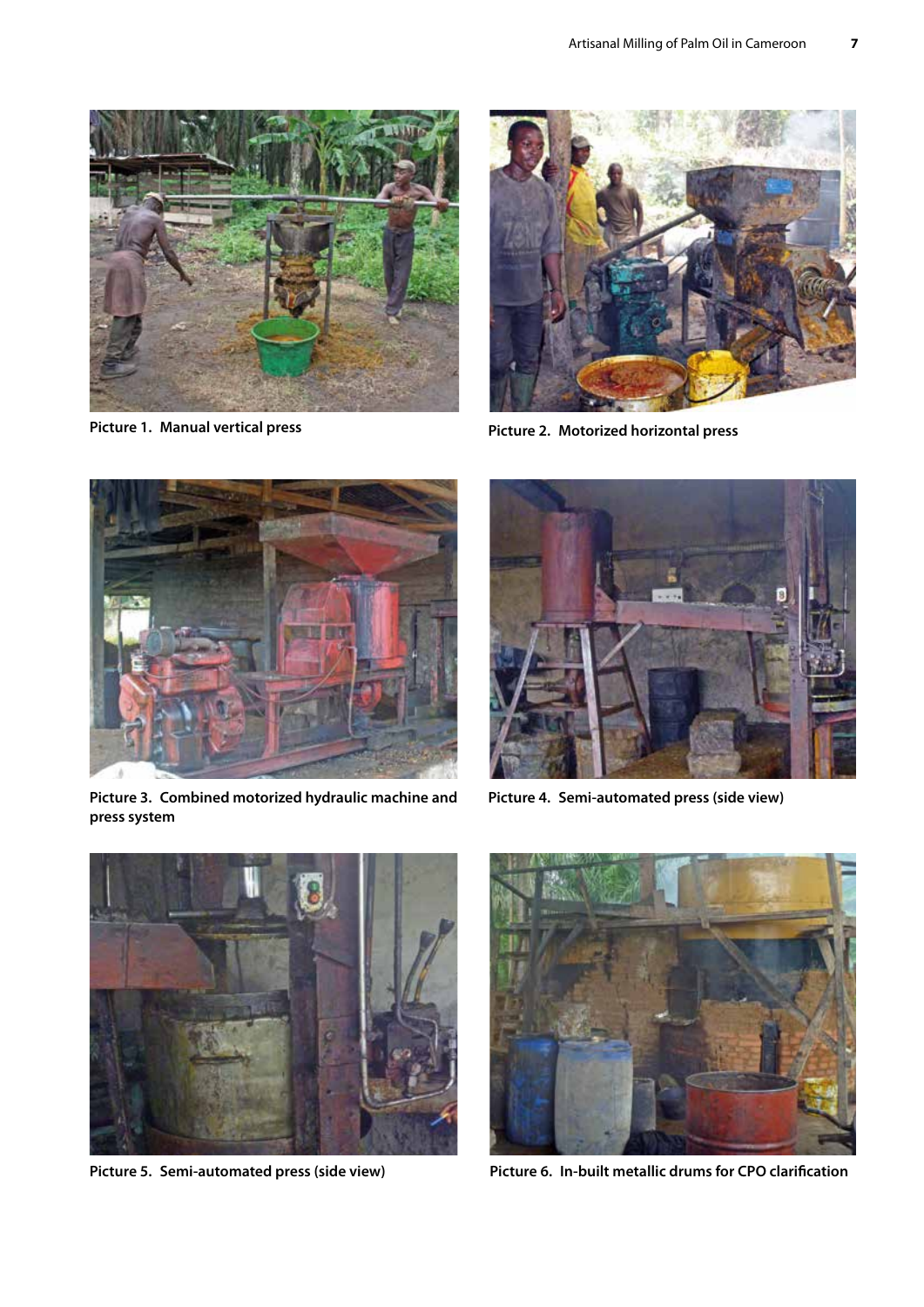Picture 1. Manual vertical press

Picture 2. Motorized horizontal press

Picture 3. Combined motorized hydraulic machine and press system

Picture 4. Semi-automated press (side view)

Picture 5. Semi-automated press (side view)

Picture 6. In-built metallic drums for CPO clarification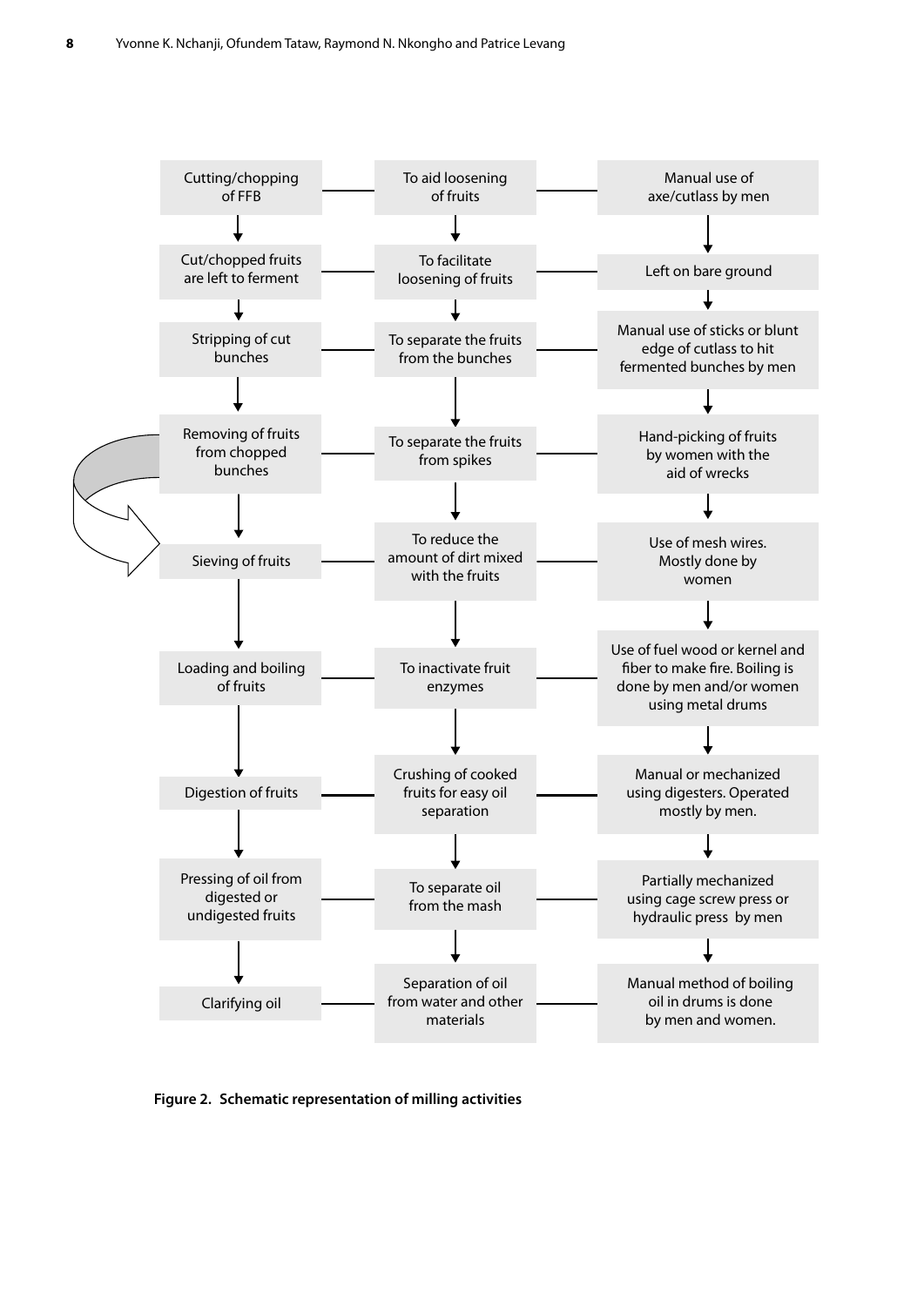| Activity | Purpose | Method |
| --- | --- | --- |
| Cutting/chopping of FFB | To aid loosening of fruits | Manual use of axe/cutlass by men |
| Cut/chopped fruits are left to ferment | To facilitate loosening of fruits | Left on bare ground |
| Stripping of cut bunches | To separate the fruits from the bunches | Manual use of sticks or blunt edge of cutlass to hit fermented bunches by men |
| Removing of fruits from chopped bunches | To separate the fruits from spikes | Hand-picking of fruits by women with the aid of wrecks |
| Sieving of fruits | To reduce the amount of dirt mixed with the fruits | Use of mesh wires. Mostly done by women |
| Loading and boiling of fruits | To inactivate fruit enzymes | Use of fuel wood or kernel and fiber to make fire. Boiling is done by men and/or women using metal drums |
| Digestion of fruits | Crushing of cooked fruits for easy oil separation | Manual or mechanized using digesters. Operated mostly by men. |
| Pressing of oil from digested or undigested fruits | To separate oil from the mash | Partially mechanized using cage screw press or hydraulic press by men |
| Clarifying oil | Separation of oil from water and other materials | Manual method of boiling oil in drums is done by men and women. |

**Figure 2. Schematic representation of milling activities**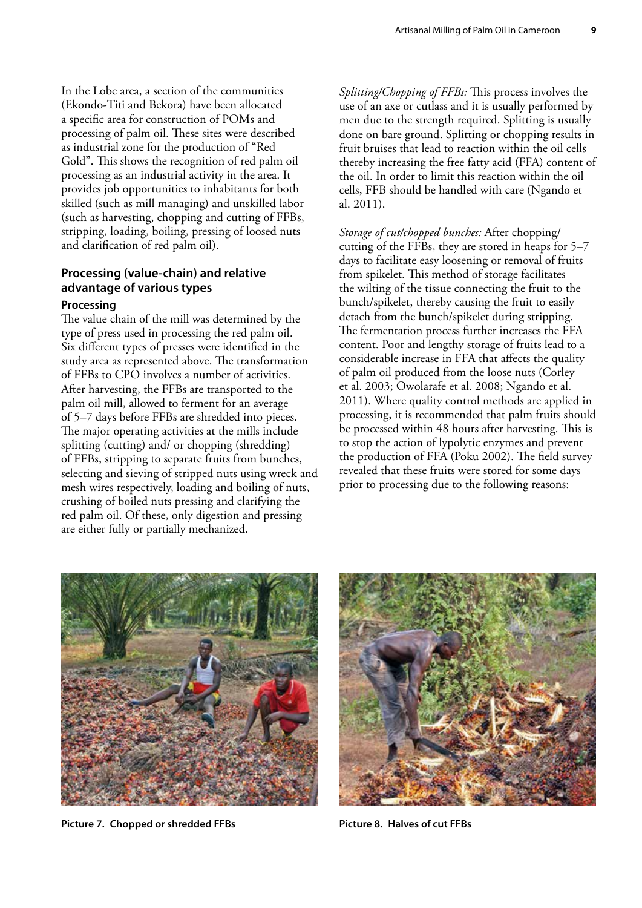In the Lobe area, a section of the communities (Ekondo-Titi and Bekora) have been allocated a specific area for construction of POMs and processing of palm oil. These sites were described as industrial zone for the production of "Red Gold". This shows the recognition of red palm oil processing as an industrial activity in the area. It provides job opportunities to inhabitants for both skilled (such as mill managing) and unskilled labor (such as harvesting, chopping and cutting of FFBs, stripping, loading, boiling, pressing of loosed nuts and clarification of red palm oil).

## Processing (value-chain) and relative advantage of various types

### Processing

The value chain of the mill was determined by the type of press used in processing the red palm oil. Six different types of presses were identified in the study area as represented above. The transformation of FFBs to CPO involves a number of activities. After harvesting, the FFBs are transported to the palm oil mill, allowed to ferment for an average of 5–7 days before FFBs are shredded into pieces. The major operating activities at the mills include splitting (cutting) and/ or chopping (shredding) of FFBs, stripping to separate fruits from bunches, selecting and sieving of stripped nuts using wreck and mesh wires respectively, loading and boiling of nuts, crushing of boiled nuts pressing and clarifying the red palm oil. Of these, only digestion and pressing are either fully or partially mechanized.

*Splitting/Chopping of FFBs:* This process involves the use of an axe or cutlass and it is usually performed by men due to the strength required. Splitting is usually done on bare ground. Splitting or chopping results in fruit bruises that lead to reaction within the oil cells thereby increasing the free fatty acid (FFA) content of the oil. In order to limit this reaction within the oil cells, FFB should be handled with care (Ngando et al. 2011).

*Storage of cut/chopped bunches:* After chopping/ cutting of the FFBs, they are stored in heaps for 5–7 days to facilitate easy loosening or removal of fruits from spikelet. This method of storage facilitates the wilting of the tissue connecting the fruit to the bunch/spikelet, thereby causing the fruit to easily detach from the bunch/spikelet during stripping. The fermentation process further increases the FFA content. Poor and lengthy storage of fruits lead to a considerable increase in FFA that affects the quality of palm oil produced from the loose nuts (Corley et al. 2003; Owolarafe et al. 2008; Ngando et al. 2011). Where quality control methods are applied in processing, it is recommended that palm fruits should be processed within 48 hours after harvesting. This is to stop the action of lypolytic enzymes and prevent the production of FFA (Poku 2002). The field survey revealed that these fruits were stored for some days prior to processing due to the following reasons:

**Picture 7. Chopped or shredded FFBs**

**Picture 8. Halves of cut FFBs**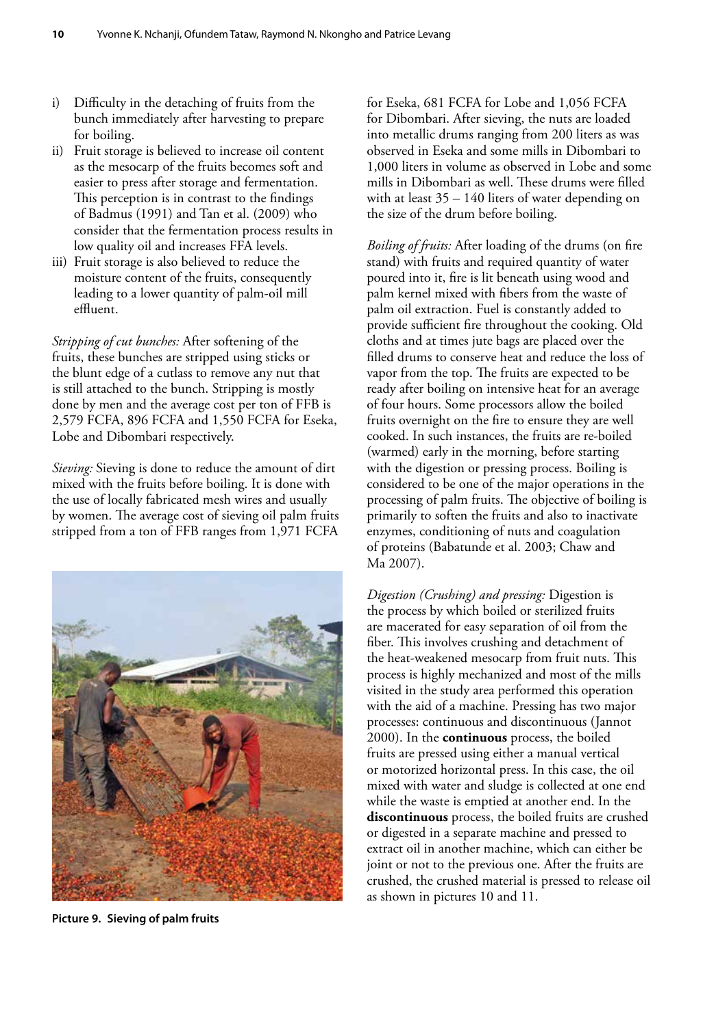i) Difficulty in the detaching of fruits from the bunch immediately after harvesting to prepare for boiling.
ii) Fruit storage is believed to increase oil content as the mesocarp of the fruits becomes soft and easier to press after storage and fermentation. This perception is in contrast to the findings of Badmus (1991) and Tan et al. (2009) who consider that the fermentation process results in low quality oil and increases FFA levels.
iii) Fruit storage is also believed to reduce the moisture content of the fruits, consequently leading to a lower quantity of palm-oil mill effluent.

*Stripping of cut bunches:* After softening of the fruits, these bunches are stripped using sticks or the blunt edge of a cutlass to remove any nut that is still attached to the bunch. Stripping is mostly done by men and the average cost per ton of FFB is 2,579 FCFA, 896 FCFA and 1,550 FCFA for Eseka, Lobe and Dibombari respectively.

*Sieving:* Sieving is done to reduce the amount of dirt mixed with the fruits before boiling. It is done with the use of locally fabricated mesh wires and usually by women. The average cost of sieving oil palm fruits stripped from a ton of FFB ranges from 1,971 FCFA for Eseka, 681 FCFA for Lobe and 1,056 FCFA for Dibombari. After sieving, the nuts are loaded into metallic drums ranging from 200 liters as was observed in Eseka and some mills in Dibombari to 1,000 liters in volume as observed in Lobe and some mills in Dibombari as well. These drums were filled with at least 35 – 140 liters of water depending on the size of the drum before boiling.

**Picture 9. Sieving of palm fruits**

*Boiling of fruits:* After loading of the drums (on fire stand) with fruits and required quantity of water poured into it, fire is lit beneath using wood and palm kernel mixed with fibers from the waste of palm oil extraction. Fuel is constantly added to provide sufficient fire throughout the cooking. Old cloths and at times jute bags are placed over the filled drums to conserve heat and reduce the loss of vapor from the top. The fruits are expected to be ready after boiling on intensive heat for an average of four hours. Some processors allow the boiled fruits overnight on the fire to ensure they are well cooked. In such instances, the fruits are re-boiled (warmed) early in the morning, before starting with the digestion or pressing process. Boiling is considered to be one of the major operations in the processing of palm fruits. The objective of boiling is primarily to soften the fruits and also to inactivate enzymes, conditioning of nuts and coagulation of proteins (Babatunde et al. 2003; Chaw and Ma 2007).

*Digestion (Crushing) and pressing:* Digestion is the process by which boiled or sterilized fruits are macerated for easy separation of oil from the fiber. This involves crushing and detachment of the heat-weakened mesocarp from fruit nuts. This process is highly mechanized and most of the mills visited in the study area performed this operation with the aid of a machine. Pressing has two major processes: continuous and discontinuous (Jannot 2000). In the **continuous** process, the boiled fruits are pressed using either a manual vertical or motorized horizontal press. In this case, the oil mixed with water and sludge is collected at one end while the waste is emptied at another end. In the **discontinuous** process, the boiled fruits are crushed or digested in a separate machine and pressed to extract oil in another machine, which can either be joint or not to the previous one. After the fruits are crushed, the crushed material is pressed to release oil as shown in pictures 10 and 11.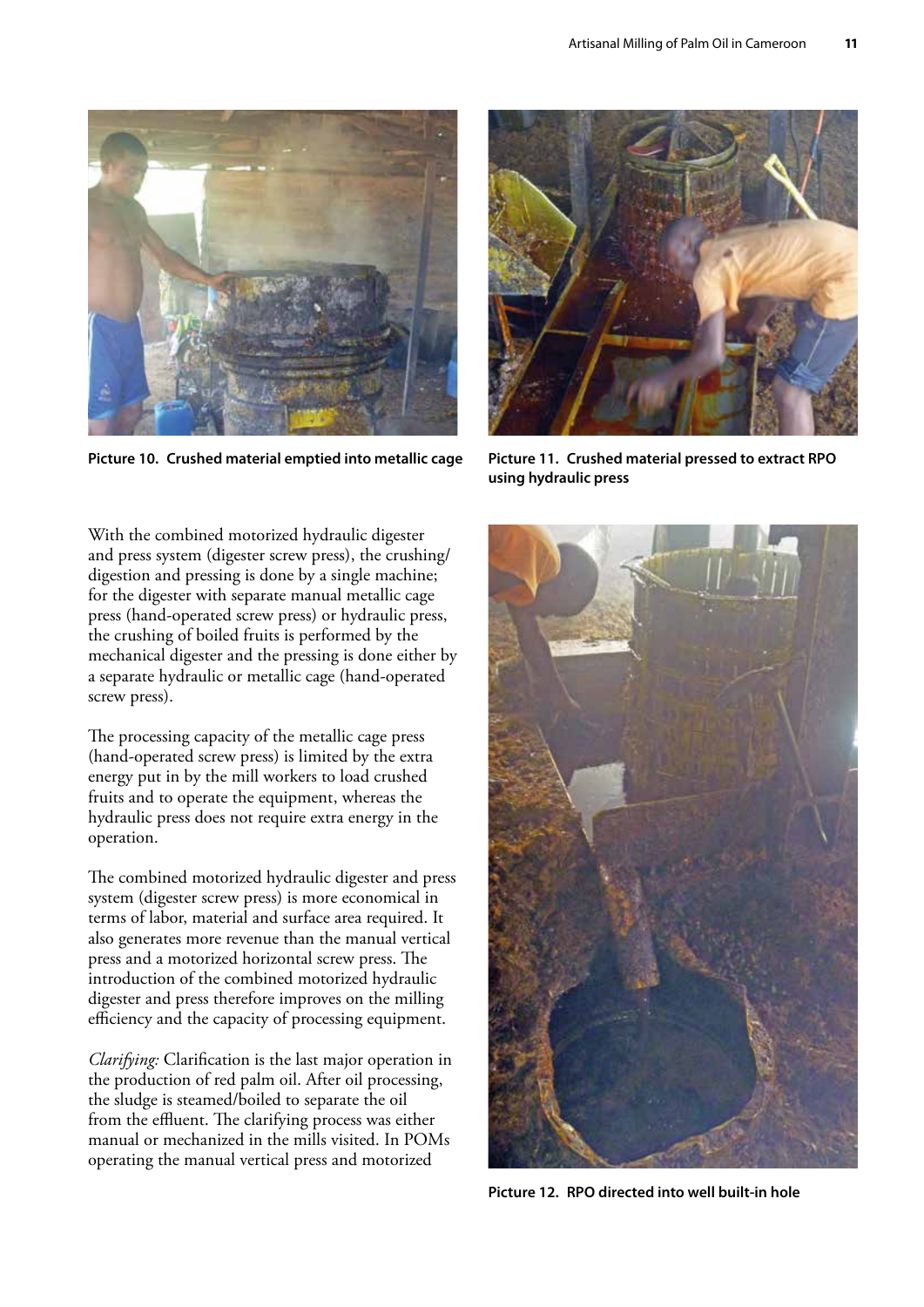Picture 10. Crushed material emptied into metallic cage

Picture 11. Crushed material pressed to extract RPO using hydraulic press

With the combined motorized hydraulic digester and press system (digester screw press), the crushing/ digestion and pressing is done by a single machine; for the digester with separate manual metallic cage press (hand-operated screw press) or hydraulic press, the crushing of boiled fruits is performed by the mechanical digester and the pressing is done either by a separate hydraulic or metallic cage (hand-operated screw press).

The processing capacity of the metallic cage press (hand-operated screw press) is limited by the extra energy put in by the mill workers to load crushed fruits and to operate the equipment, whereas the hydraulic press does not require extra energy in the operation.

The combined motorized hydraulic digester and press system (digester screw press) is more economical in terms of labor, material and surface area required. It also generates more revenue than the manual vertical press and a motorized horizontal screw press. The introduction of the combined motorized hydraulic digester and press therefore improves on the milling efficiency and the capacity of processing equipment.

*Clarifying:* Clarification is the last major operation in the production of red palm oil. After oil processing, the sludge is steamed/boiled to separate the oil from the effluent. The clarifying process was either manual or mechanized in the mills visited. In POMs operating the manual vertical press and motorized

Picture 12. RPO directed into well built-in hole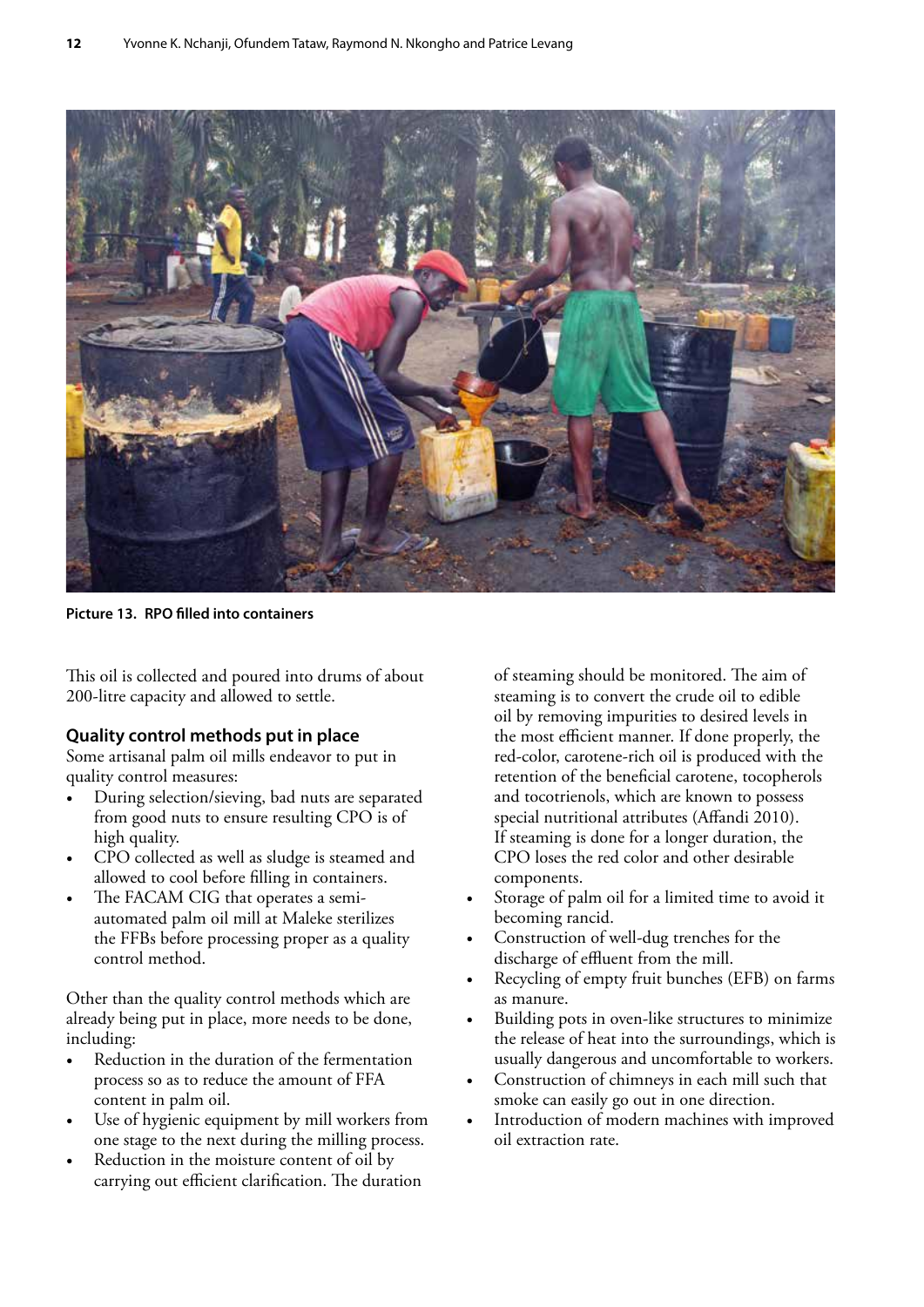Picture 13. RPO filled into containers

This oil is collected and poured into drums of about 200-litre capacity and allowed to settle.

### Quality control methods put in place

Some artisanal palm oil mills endeavor to put in quality control measures:

- During selection/sieving, bad nuts are separated from good nuts to ensure resulting CPO is of high quality.
- CPO collected as well as sludge is steamed and allowed to cool before filling in containers.
- The FACAM CIG that operates a semi-automated palm oil mill at Maleke sterilizes the FFBs before processing proper as a quality control method.

Other than the quality control methods which are already being put in place, more needs to be done, including:

- Reduction in the duration of the fermentation process so as to reduce the amount of FFA content in palm oil.
- Use of hygienic equipment by mill workers from one stage to the next during the milling process.
- Reduction in the moisture content of oil by carrying out efficient clarification. The duration of steaming should be monitored. The aim of steaming is to convert the crude oil to edible oil by removing impurities to desired levels in the most efficient manner. If done properly, the red-color, carotene-rich oil is produced with the retention of the beneficial carotene, tocopherols and tocotrienols, which are known to possess special nutritional attributes (Affandi 2010). If steaming is done for a longer duration, the CPO loses the red color and other desirable components.
- Storage of palm oil for a limited time to avoid it becoming rancid.
- Construction of well-dug trenches for the discharge of effluent from the mill.
- Recycling of empty fruit bunches (EFB) on farms as manure.
- Building pots in oven-like structures to minimize the release of heat into the surroundings, which is usually dangerous and uncomfortable to workers.
- Construction of chimneys in each mill such that smoke can easily go out in one direction.
- Introduction of modern machines with improved oil extraction rate.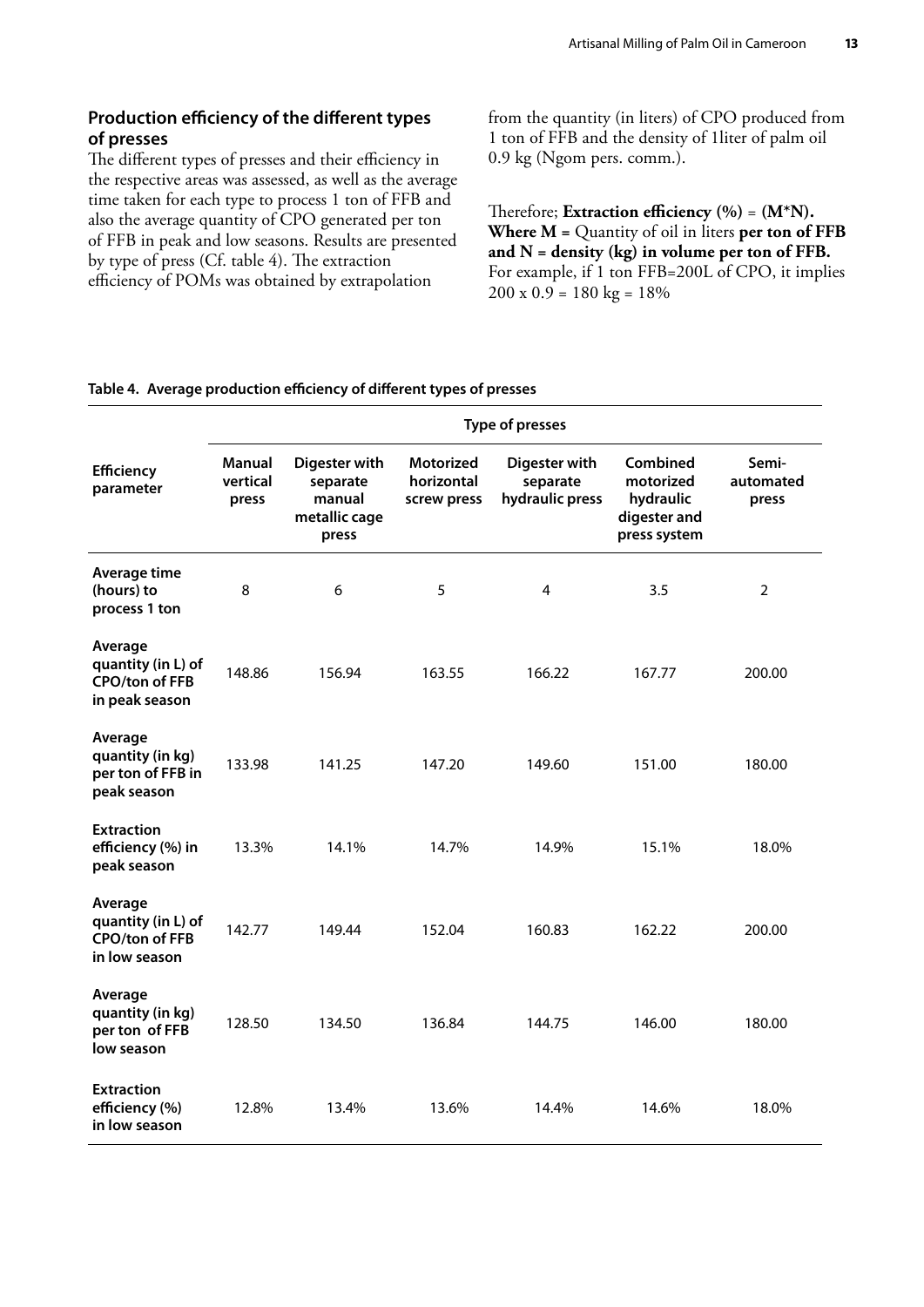## Production efficiency of the different types of presses

The different types of presses and their efficiency in the respective areas was assessed, as well as the average time taken for each type to process 1 ton of FFB and also the average quantity of CPO generated per ton of FFB in peak and low seasons. Results are presented by type of press (Cf. table 4). The extraction efficiency of POMs was obtained by extrapolation from the quantity (in liters) of CPO produced from 1 ton of FFB and the density of 1liter of palm oil 0.9 kg (Ngom pers. comm.).

Therefore; **Extraction efficiency (%) = (M*N). Where M =** Quantity of oil in liters **per ton of FFB and N = density (kg) in volume per ton of FFB.** For example, if 1 ton FFB=200L of CPO, it implies 200 x 0.9 = 180 kg = 18%

**Table 4. Average production efficiency of different types of presses**

| Efficiency parameter | Type of presses | | | | | |
|---|---|---|---|---|---|---|
| | Manual vertical press | Digester with separate manual metallic cage press | Motorized horizontal screw press | Digester with separate hydraulic press | Combined motorized hydraulic digester and press system | Semi-automated press |
| Average time (hours) to process 1 ton | 8 | 6 | 5 | 4 | 3.5 | 2 |
| Average quantity (in L) of CPO/ton of FFB in peak season | 148.86 | 156.94 | 163.55 | 166.22 | 167.77 | 200.00 |
| Average quantity (in kg) per ton of FFB in peak season | 133.98 | 141.25 | 147.20 | 149.60 | 151.00 | 180.00 |
| Extraction efficiency (%) in peak season | 13.3% | 14.1% | 14.7% | 14.9% | 15.1% | 18.0% |
| Average quantity (in L) of CPO/ton of FFB in low season | 142.77 | 149.44 | 152.04 | 160.83 | 162.22 | 200.00 |
| Average quantity (in kg) per ton of FFB low season | 128.50 | 134.50 | 136.84 | 144.75 | 146.00 | 180.00 |
| Extraction efficiency (%) in low season | 12.8% | 13.4% | 13.6% | 14.4% | 14.6% | 18.0% |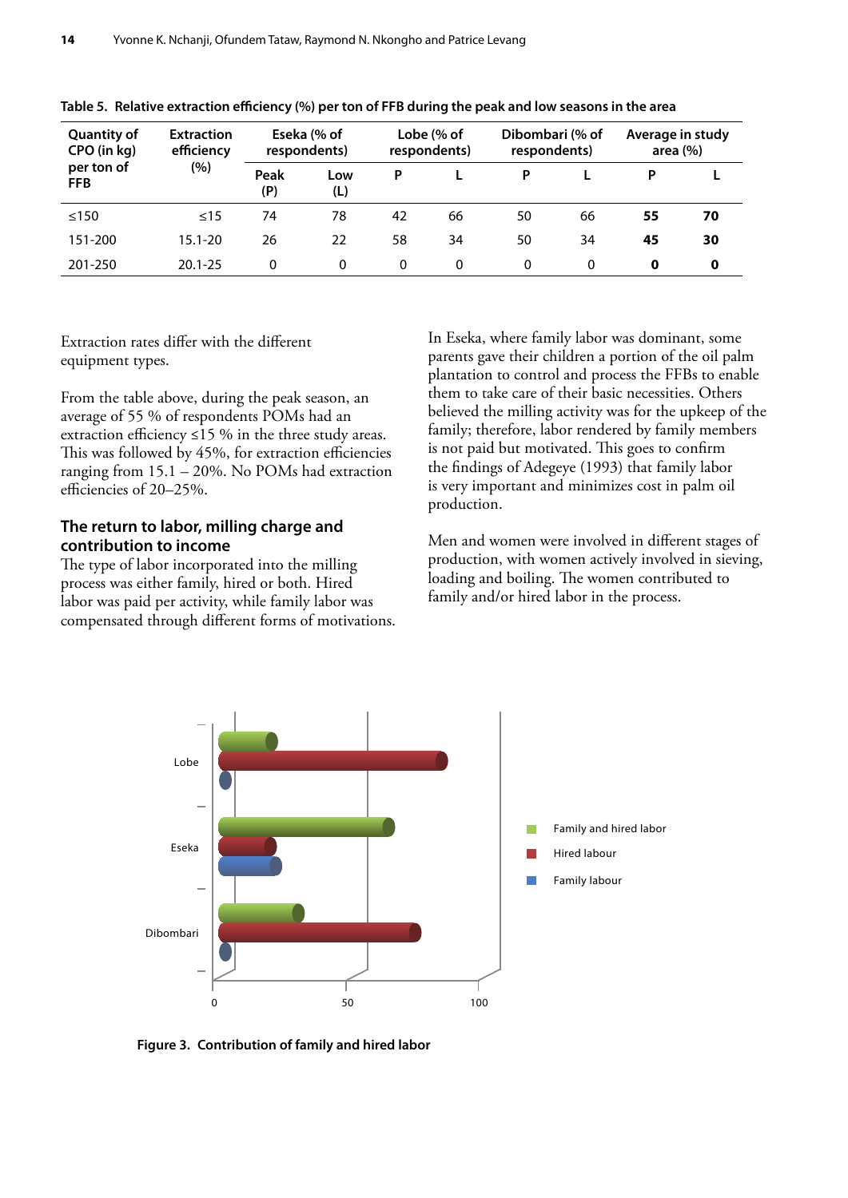**Table 5. Relative extraction efficiency (%) per ton of FFB during the peak and low seasons in the area**

| Quantity of CPO (in kg) per ton of FFB | Extraction efficiency (%) | Eseka (% of respondents) | | Lobe (% of respondents) | | Dibombari (% of respondents) | | Average in study area (%) | |
|---|---|---|---|---|---|---|---|---|---|
| | | Peak (P) | Low (L) | P | L | P | L | P | L |
| ≤150 | ≤15 | 74 | 78 | 42 | 66 | 50 | 66 | **55** | **70** |
| 151-200 | 15.1-20 | 26 | 22 | 58 | 34 | 50 | 34 | **45** | **30** |
| 201-250 | 20.1-25 | 0 | 0 | 0 | 0 | 0 | 0 | **0** | **0** |

Extraction rates differ with the different equipment types.

From the table above, during the peak season, an average of 55 % of respondents POMs had an extraction efficiency ≤15 % in the three study areas. This was followed by 45%, for extraction efficiencies ranging from 15.1 – 20%. No POMs had extraction efficiencies of 20–25%.

## The return to labor, milling charge and contribution to income

The type of labor incorporated into the milling process was either family, hired or both. Hired labor was paid per activity, while family labor was compensated through different forms of motivations. In Eseka, where family labor was dominant, some parents gave their children a portion of the oil palm plantation to control and process the FFBs to enable them to take care of their basic necessities. Others believed the milling activity was for the upkeep of the family; therefore, labor rendered by family members is not paid but motivated. This goes to confirm the findings of Adegeye (1993) that family labor is very important and minimizes cost in palm oil production.

Men and women were involved in different stages of production, with women actively involved in sieving, loading and boiling. The women contributed to family and/or hired labor in the process.

**Figure 3. Contribution of family and hired labor**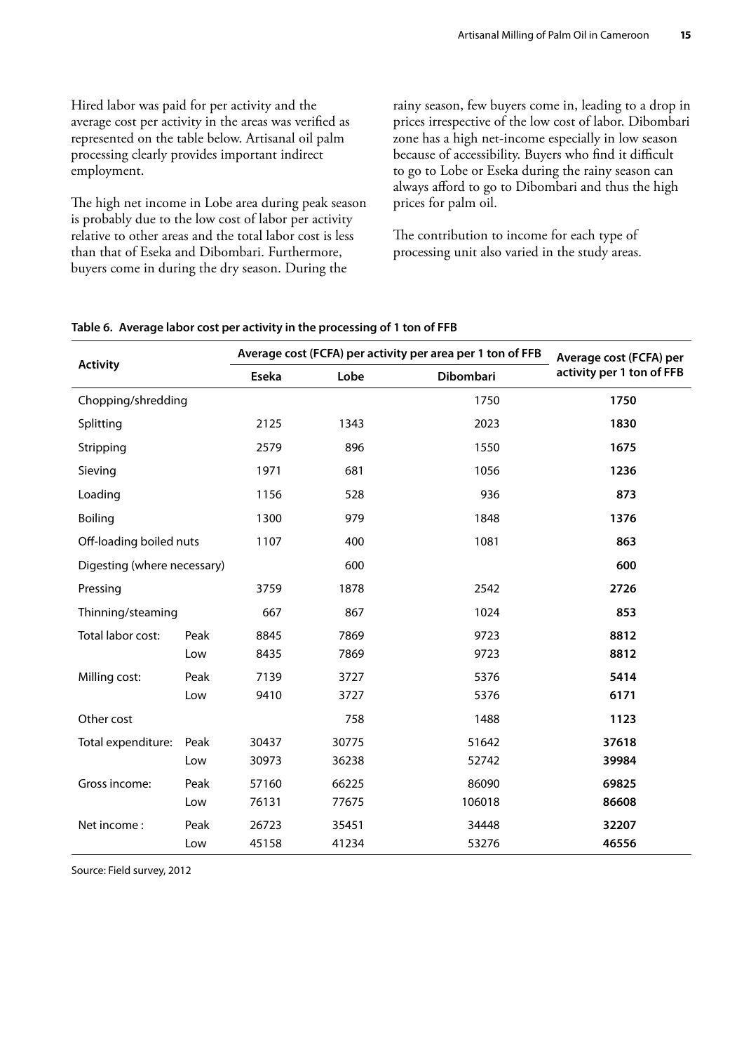Hired labor was paid for per activity and the average cost per activity in the areas was verified as represented on the table below. Artisanal oil palm processing clearly provides important indirect employment.

The high net income in Lobe area during peak season is probably due to the low cost of labor per activity relative to other areas and the total labor cost is less than that of Eseka and Dibombari. Furthermore, buyers come in during the dry season. During the rainy season, few buyers come in, leading to a drop in prices irrespective of the low cost of labor. Dibombari zone has a high net-income especially in low season because of accessibility. Buyers who find it difficult to go to Lobe or Eseka during the rainy season can always afford to go to Dibombari and thus the high prices for palm oil.

The contribution to income for each type of processing unit also varied in the study areas.

**Table 6. Average labor cost per activity in the processing of 1 ton of FFB**

| Activity | | Average cost (FCFA) per activity per area per 1 ton of FFB | | | Average cost (FCFA) per activity per 1 ton of FFB |
|---|---|---|---|---|---|
| | | Eseka | Lobe | Dibombari | |
| Chopping/shredding | | | | 1750 | **1750** |
| Splitting | | 2125 | 1343 | 2023 | **1830** |
| Stripping | | 2579 | 896 | 1550 | **1675** |
| Sieving | | 1971 | 681 | 1056 | **1236** |
| Loading | | 1156 | 528 | 936 | **873** |
| Boiling | | 1300 | 979 | 1848 | **1376** |
| Off-loading boiled nuts | | 1107 | 400 | 1081 | **863** |
| Digesting (where necessary) | | | 600 | | **600** |
| Pressing | | 3759 | 1878 | 2542 | **2726** |
| Thinning/steaming | | 667 | 867 | 1024 | **853** |
| Total labor cost: | Peak | 8845 | 7869 | 9723 | **8812** |
| | Low | 8435 | 7869 | 9723 | **8812** |
| Milling cost: | Peak | 7139 | 3727 | 5376 | **5414** |
| | Low | 9410 | 3727 | 5376 | **6171** |
| Other cost | | | 758 | 1488 | **1123** |
| Total expenditure: | Peak | 30437 | 30775 | 51642 | **37618** |
| | Low | 30973 | 36238 | 52742 | **39984** |
| Gross income: | Peak | 57160 | 66225 | 86090 | **69825** |
| | Low | 76131 | 77675 | 106018 | **86608** |
| Net income : | Peak | 26723 | 35451 | 34448 | **32207** |
| | Low | 45158 | 41234 | 53276 | **46556** |

Source: Field survey, 2012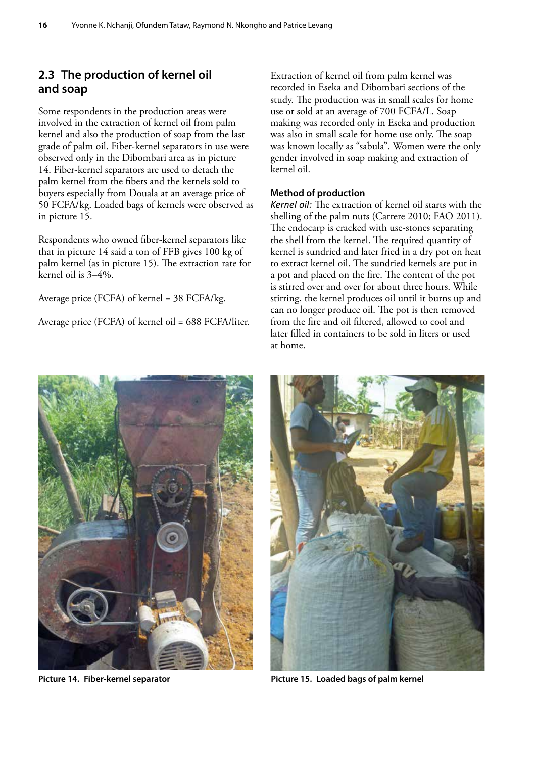## 2.3 The production of kernel oil and soap

Some respondents in the production areas were involved in the extraction of kernel oil from palm kernel and also the production of soap from the last grade of palm oil. Fiber-kernel separators in use were observed only in the Dibombari area as in picture 14. Fiber-kernel separators are used to detach the palm kernel from the fibers and the kernels sold to buyers especially from Douala at an average price of 50 FCFA/kg. Loaded bags of kernels were observed as in picture 15.

Respondents who owned fiber-kernel separators like that in picture 14 said a ton of FFB gives 100 kg of palm kernel (as in picture 15). The extraction rate for kernel oil is 3–4%.

Average price (FCFA) of kernel = 38 FCFA/kg.

Average price (FCFA) of kernel oil = 688 FCFA/liter.

Extraction of kernel oil from palm kernel was recorded in Eseka and Dibombari sections of the study. The production was in small scales for home use or sold at an average of 700 FCFA/L. Soap making was recorded only in Eseka and production was also in small scale for home use only. The soap was known locally as "sabula". Women were the only gender involved in soap making and extraction of kernel oil.

### Method of production

*Kernel oil:* The extraction of kernel oil starts with the shelling of the palm nuts (Carrere 2010; FAO 2011). The endocarp is cracked with use-stones separating the shell from the kernel. The required quantity of kernel is sundried and later fried in a dry pot on heat to extract kernel oil. The sundried kernels are put in a pot and placed on the fire. The content of the pot is stirred over and over for about three hours. While stirring, the kernel produces oil until it burns up and can no longer produce oil. The pot is then removed from the fire and oil filtered, allowed to cool and later filled in containers to be sold in liters or used at home.

**Picture 14. Fiber-kernel separator**

**Picture 15. Loaded bags of palm kernel**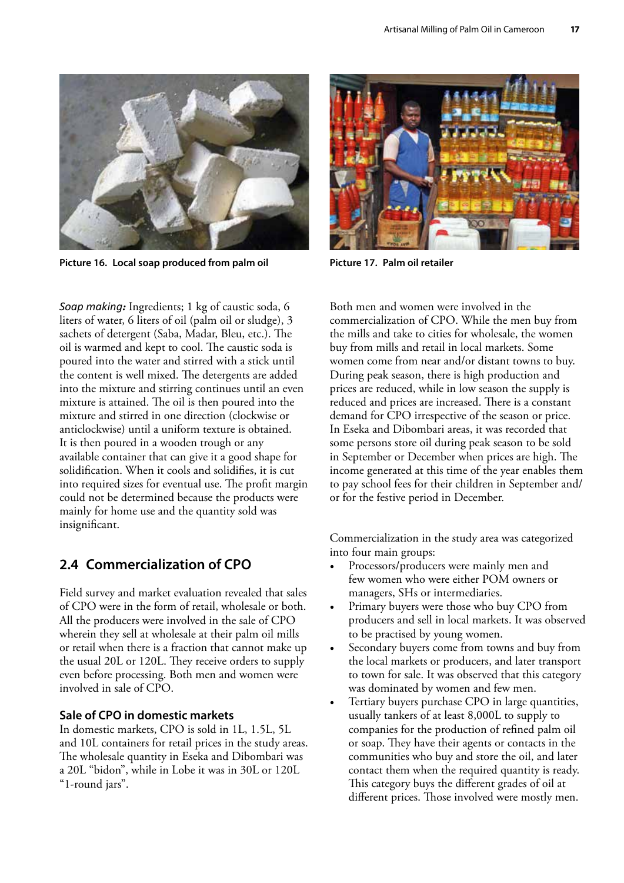Picture 16. Local soap produced from palm oil

Picture 17. Palm oil retailer

*Soap making:* Ingredients; 1 kg of caustic soda, 6 liters of water, 6 liters of oil (palm oil or sludge), 3 sachets of detergent (Saba, Madar, Bleu, etc.). The oil is warmed and kept to cool. The caustic soda is poured into the water and stirred with a stick until the content is well mixed. The detergents are added into the mixture and stirring continues until an even mixture is attained. The oil is then poured into the mixture and stirred in one direction (clockwise or anticlockwise) until a uniform texture is obtained. It is then poured in a wooden trough or any available container that can give it a good shape for solidification. When it cools and solidifies, it is cut into required sizes for eventual use. The profit margin could not be determined because the products were mainly for home use and the quantity sold was insignificant.

## 2.4 Commercialization of CPO

Field survey and market evaluation revealed that sales of CPO were in the form of retail, wholesale or both. All the producers were involved in the sale of CPO wherein they sell at wholesale at their palm oil mills or retail when there is a fraction that cannot make up the usual 20L or 120L. They receive orders to supply even before processing. Both men and women were involved in sale of CPO.

### Sale of CPO in domestic markets

In domestic markets, CPO is sold in 1L, 1.5L, 5L and 10L containers for retail prices in the study areas. The wholesale quantity in Eseka and Dibombari was a 20L "bidon", while in Lobe it was in 30L or 120L "1-round jars".

Both men and women were involved in the commercialization of CPO. While the men buy from the mills and take to cities for wholesale, the women buy from mills and retail in local markets. Some women come from near and/or distant towns to buy. During peak season, there is high production and prices are reduced, while in low season the supply is reduced and prices are increased. There is a constant demand for CPO irrespective of the season or price. In Eseka and Dibombari areas, it was recorded that some persons store oil during peak season to be sold in September or December when prices are high. The income generated at this time of the year enables them to pay school fees for their children in September and/or for the festive period in December.

Commercialization in the study area was categorized into four main groups:

- Processors/producers were mainly men and few women who were either POM owners or managers, SHs or intermediaries.
- Primary buyers were those who buy CPO from producers and sell in local markets. It was observed to be practised by young women.
- Secondary buyers come from towns and buy from the local markets or producers, and later transport to town for sale. It was observed that this category was dominated by women and few men.
- Tertiary buyers purchase CPO in large quantities, usually tankers of at least 8,000L to supply to companies for the production of refined palm oil or soap. They have their agents or contacts in the communities who buy and store the oil, and later contact them when the required quantity is ready. This category buys the different grades of oil at different prices. Those involved were mostly men.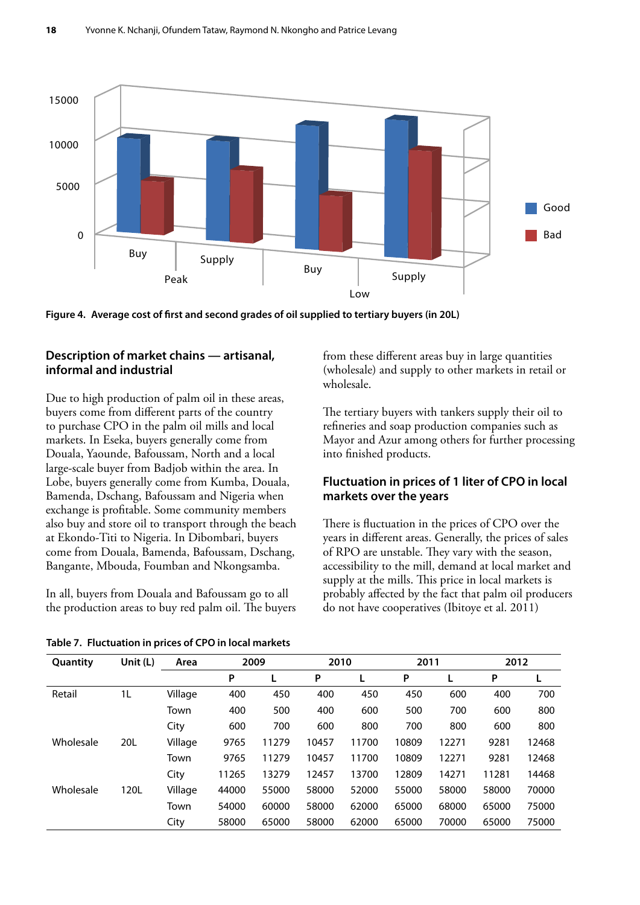Figure 4. Average cost of first and second grades of oil supplied to tertiary buyers (in 20L)

### Description of market chains — artisanal, informal and industrial

Due to high production of palm oil in these areas, buyers come from different parts of the country to purchase CPO in the palm oil mills and local markets. In Eseka, buyers generally come from Douala, Yaounde, Bafoussam, North and a local large-scale buyer from Badjob within the area. In Lobe, buyers generally come from Kumba, Douala, Bamenda, Dschang, Bafoussam and Nigeria when exchange is profitable. Some community members also buy and store oil to transport through the beach at Ekondo-Titi to Nigeria. In Dibombari, buyers come from Douala, Bamenda, Bafoussam, Dschang, Bangante, Mbouda, Foumban and Nkongsamba.

In all, buyers from Douala and Bafoussam go to all the production areas to buy red palm oil. The buyers from these different areas buy in large quantities (wholesale) and supply to other markets in retail or wholesale.

The tertiary buyers with tankers supply their oil to refineries and soap production companies such as Mayor and Azur among others for further processing into finished products.

### Fluctuation in prices of 1 liter of CPO in local markets over the years

There is fluctuation in the prices of CPO over the years in different areas. Generally, the prices of sales of RPO are unstable. They vary with the season, accessibility to the mill, demand at local market and supply at the mills. This price in local markets is probably affected by the fact that palm oil producers do not have cooperatives (Ibitoye et al. 2011)

**Table 7. Fluctuation in prices of CPO in local markets**

| Quantity | Unit (L) | Area | 2009 | | 2010 | | 2011 | | 2012 | |
|---|---|---|---|---|---|---|---|---|---|---|
| | | | P | L | P | L | P | L | P | L |
| Retail | 1L | Village | 400 | 450 | 400 | 450 | 450 | 600 | 400 | 700 |
| | | Town | 400 | 500 | 400 | 600 | 500 | 700 | 600 | 800 |
| | | City | 600 | 700 | 600 | 800 | 700 | 800 | 600 | 800 |
| Wholesale | 20L | Village | 9765 | 11279 | 10457 | 11700 | 10809 | 12271 | 9281 | 12468 |
| | | Town | 9765 | 11279 | 10457 | 11700 | 10809 | 12271 | 9281 | 12468 |
| | | City | 11265 | 13279 | 12457 | 13700 | 12809 | 14271 | 11281 | 14468 |
| Wholesale | 120L | Village | 44000 | 55000 | 58000 | 52000 | 55000 | 58000 | 58000 | 70000 |
| | | Town | 54000 | 60000 | 58000 | 62000 | 65000 | 68000 | 65000 | 75000 |
| | | City | 58000 | 65000 | 58000 | 62000 | 65000 | 70000 | 65000 | 75000 |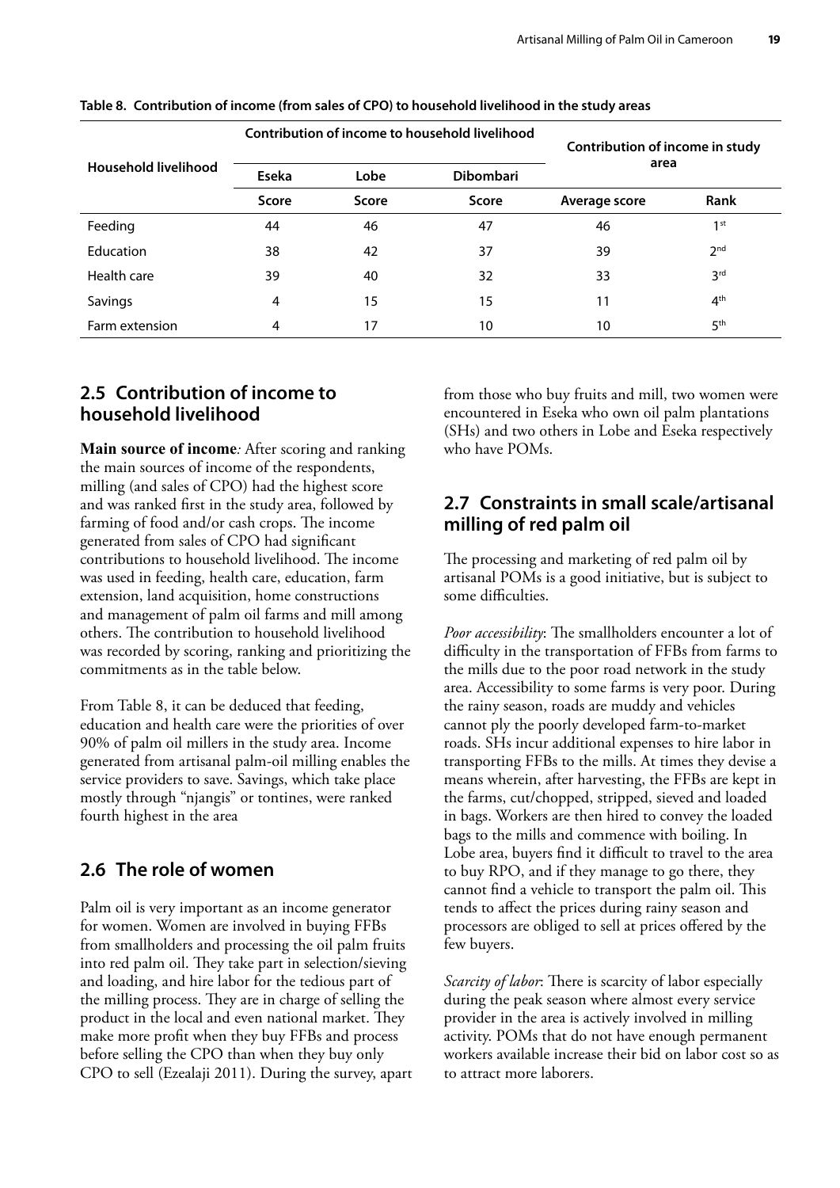**Table 8. Contribution of income (from sales of CPO) to household livelihood in the study areas**

| Household livelihood | Contribution of income to household livelihood | | | Contribution of income in study area | |
|---|---|---|---|---|---|
| | Eseka | Lobe | Dibombari | | |
| | Score | Score | Score | Average score | Rank |
| Feeding | 44 | 46 | 47 | 46 | 1st |
| Education | 38 | 42 | 37 | 39 | 2nd |
| Health care | 39 | 40 | 32 | 33 | 3rd |
| Savings | 4 | 15 | 15 | 11 | 4th |
| Farm extension | 4 | 17 | 10 | 10 | 5th |

## 2.5 Contribution of income to household livelihood

**Main source of income***:* After scoring and ranking the main sources of income of the respondents, milling (and sales of CPO) had the highest score and was ranked first in the study area, followed by farming of food and/or cash crops. The income generated from sales of CPO had significant contributions to household livelihood. The income was used in feeding, health care, education, farm extension, land acquisition, home constructions and management of palm oil farms and mill among others. The contribution to household livelihood was recorded by scoring, ranking and prioritizing the commitments as in the table below.

From Table 8, it can be deduced that feeding, education and health care were the priorities of over 90% of palm oil millers in the study area. Income generated from artisanal palm-oil milling enables the service providers to save. Savings, which take place mostly through "njangis" or tontines, were ranked fourth highest in the area

## 2.6 The role of women

Palm oil is very important as an income generator for women. Women are involved in buying FFBs from smallholders and processing the oil palm fruits into red palm oil. They take part in selection/sieving and loading, and hire labor for the tedious part of the milling process. They are in charge of selling the product in the local and even national market. They make more profit when they buy FFBs and process before selling the CPO than when they buy only CPO to sell (Ezealaji 2011). During the survey, apart from those who buy fruits and mill, two women were encountered in Eseka who own oil palm plantations (SHs) and two others in Lobe and Eseka respectively who have POMs.

## 2.7 Constraints in small scale/artisanal milling of red palm oil

The processing and marketing of red palm oil by artisanal POMs is a good initiative, but is subject to some difficulties.

*Poor accessibility*: The smallholders encounter a lot of difficulty in the transportation of FFBs from farms to the mills due to the poor road network in the study area. Accessibility to some farms is very poor. During the rainy season, roads are muddy and vehicles cannot ply the poorly developed farm-to-market roads. SHs incur additional expenses to hire labor in transporting FFBs to the mills. At times they devise a means wherein, after harvesting, the FFBs are kept in the farms, cut/chopped, stripped, sieved and loaded in bags. Workers are then hired to convey the loaded bags to the mills and commence with boiling. In Lobe area, buyers find it difficult to travel to the area to buy RPO, and if they manage to go there, they cannot find a vehicle to transport the palm oil. This tends to affect the prices during rainy season and processors are obliged to sell at prices offered by the few buyers.

*Scarcity of labor*: There is scarcity of labor especially during the peak season where almost every service provider in the area is actively involved in milling activity. POMs that do not have enough permanent workers available increase their bid on labor cost so as to attract more laborers.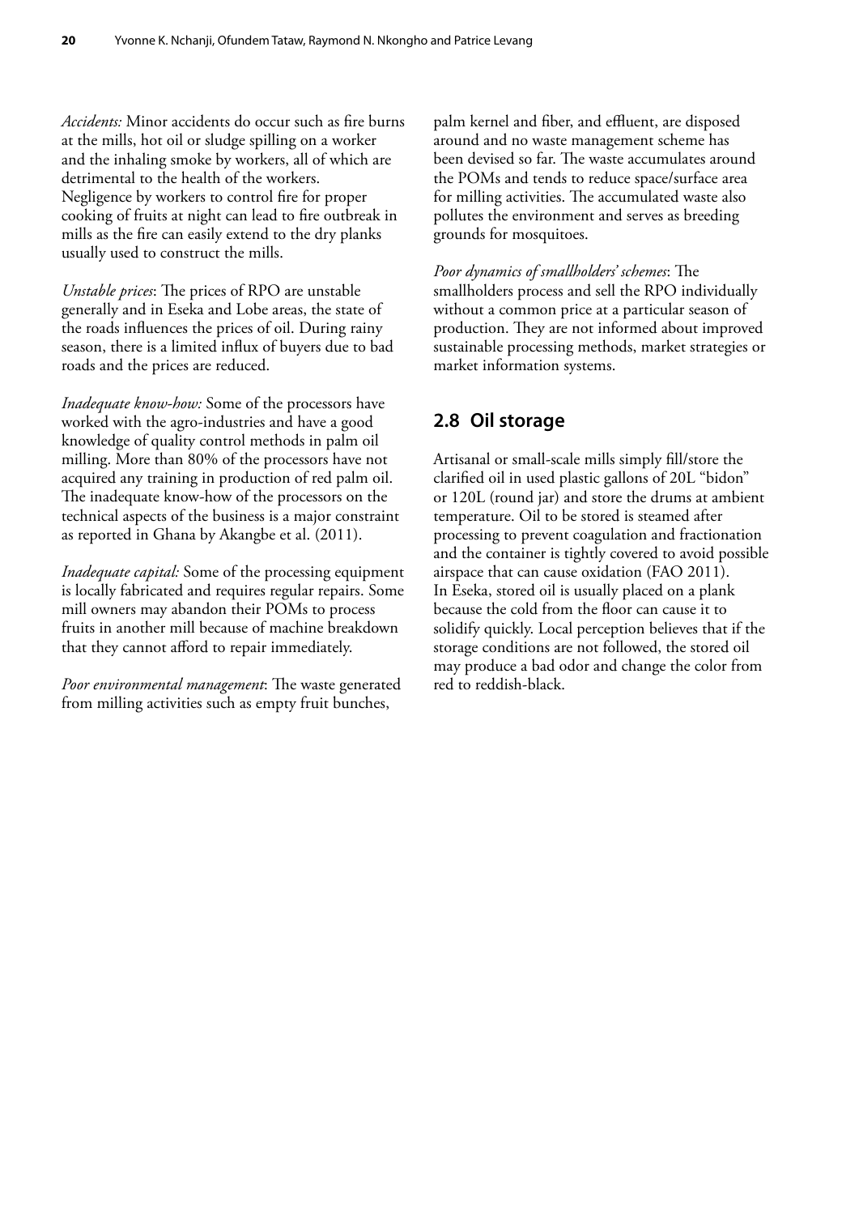*Accidents:* Minor accidents do occur such as fire burns at the mills, hot oil or sludge spilling on a worker and the inhaling smoke by workers, all of which are detrimental to the health of the workers. Negligence by workers to control fire for proper cooking of fruits at night can lead to fire outbreak in mills as the fire can easily extend to the dry planks usually used to construct the mills.

*Unstable prices*: The prices of RPO are unstable generally and in Eseka and Lobe areas, the state of the roads influences the prices of oil. During rainy season, there is a limited influx of buyers due to bad roads and the prices are reduced.

*Inadequate know-how:* Some of the processors have worked with the agro-industries and have a good knowledge of quality control methods in palm oil milling. More than 80% of the processors have not acquired any training in production of red palm oil. The inadequate know-how of the processors on the technical aspects of the business is a major constraint as reported in Ghana by Akangbe et al. (2011).

*Inadequate capital:* Some of the processing equipment is locally fabricated and requires regular repairs. Some mill owners may abandon their POMs to process fruits in another mill because of machine breakdown that they cannot afford to repair immediately.

*Poor environmental management*: The waste generated from milling activities such as empty fruit bunches, palm kernel and fiber, and effluent, are disposed around and no waste management scheme has been devised so far. The waste accumulates around the POMs and tends to reduce space/surface area for milling activities. The accumulated waste also pollutes the environment and serves as breeding grounds for mosquitoes.

*Poor dynamics of smallholders' schemes*: The smallholders process and sell the RPO individually without a common price at a particular season of production. They are not informed about improved sustainable processing methods, market strategies or market information systems.

## 2.8 Oil storage

Artisanal or small-scale mills simply fill/store the clarified oil in used plastic gallons of 20L "bidon" or 120L (round jar) and store the drums at ambient temperature. Oil to be stored is steamed after processing to prevent coagulation and fractionation and the container is tightly covered to avoid possible airspace that can cause oxidation (FAO 2011). In Eseka, stored oil is usually placed on a plank because the cold from the floor can cause it to solidify quickly. Local perception believes that if the storage conditions are not followed, the stored oil may produce a bad odor and change the color from red to reddish-black.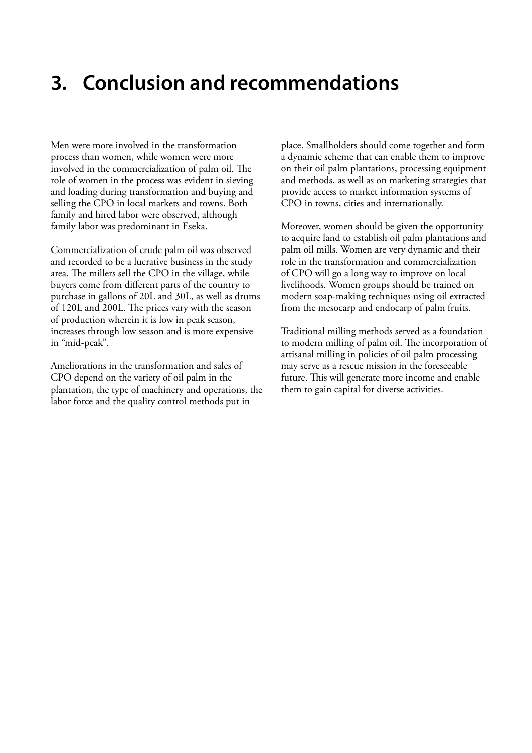# 3. Conclusion and recommendations

Men were more involved in the transformation process than women, while women were more involved in the commercialization of palm oil. The role of women in the process was evident in sieving and loading during transformation and buying and selling the CPO in local markets and towns. Both family and hired labor were observed, although family labor was predominant in Eseka.

Commercialization of crude palm oil was observed and recorded to be a lucrative business in the study area. The millers sell the CPO in the village, while buyers come from different parts of the country to purchase in gallons of 20L and 30L, as well as drums of 120L and 200L. The prices vary with the season of production wherein it is low in peak season, increases through low season and is more expensive in "mid-peak".

Ameliorations in the transformation and sales of CPO depend on the variety of oil palm in the plantation, the type of machinery and operations, the labor force and the quality control methods put in place. Smallholders should come together and form a dynamic scheme that can enable them to improve on their oil palm plantations, processing equipment and methods, as well as on marketing strategies that provide access to market information systems of CPO in towns, cities and internationally.

Moreover, women should be given the opportunity to acquire land to establish oil palm plantations and palm oil mills. Women are very dynamic and their role in the transformation and commercialization of CPO will go a long way to improve on local livelihoods. Women groups should be trained on modern soap-making techniques using oil extracted from the mesocarp and endocarp of palm fruits.

Traditional milling methods served as a foundation to modern milling of palm oil. The incorporation of artisanal milling in policies of oil palm processing may serve as a rescue mission in the foreseeable future. This will generate more income and enable them to gain capital for diverse activities.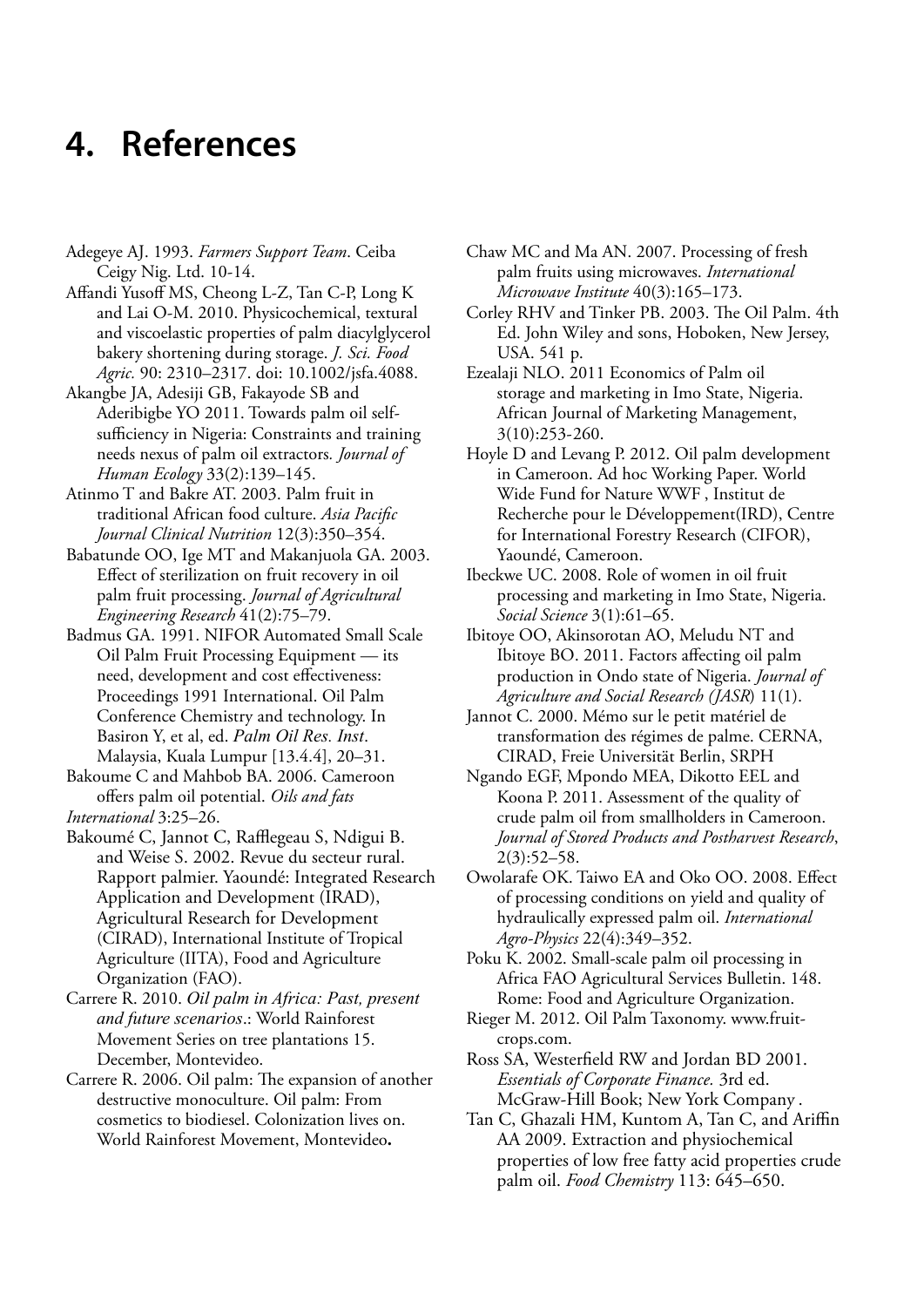# 4. References

Adegeye AJ. 1993. *Farmers Support Team*. Ceiba Ceigy Nig. Ltd. 10-14.

Affandi Yusoff MS, Cheong L-Z, Tan C-P, Long K and Lai O-M. 2010. Physicochemical, textural and viscoelastic properties of palm diacylglycerol bakery shortening during storage. *J. Sci. Food Agric.* 90: 2310–2317. doi: 10.1002/jsfa.4088.

Akangbe JA, Adesiji GB, Fakayode SB and Aderibigbe YO 2011. Towards palm oil self-sufficiency in Nigeria: Constraints and training needs nexus of palm oil extractors. *Journal of Human Ecology* 33(2):139–145.

Atinmo T and Bakre AT. 2003. Palm fruit in traditional African food culture. *Asia Pacific Journal Clinical Nutrition* 12(3):350–354.

Babatunde OO, Ige MT and Makanjuola GA. 2003. Effect of sterilization on fruit recovery in oil palm fruit processing. *Journal of Agricultural Engineering Research* 41(2):75–79.

Badmus GA. 1991. NIFOR Automated Small Scale Oil Palm Fruit Processing Equipment — its need, development and cost effectiveness: Proceedings 1991 International. Oil Palm Conference Chemistry and technology. In Basiron Y, et al, ed. *Palm Oil Res. Inst*. Malaysia, Kuala Lumpur [13.4.4], 20–31.

Bakoume C and Mahbob BA. 2006. Cameroon offers palm oil potential. *Oils and fats International* 3:25–26.

Bakoumé C, Jannot C, Rafflegeau S, Ndigui B. and Weise S. 2002. Revue du secteur rural. Rapport palmier. Yaoundé: Integrated Research Application and Development (IRAD), Agricultural Research for Development (CIRAD), International Institute of Tropical Agriculture (IITA), Food and Agriculture Organization (FAO).

Carrere R. 2010. *Oil palm in Africa: Past, present and future scenarios*.: World Rainforest Movement Series on tree plantations 15. December, Montevideo.

Carrere R. 2006. Oil palm: The expansion of another destructive monoculture. Oil palm: From cosmetics to biodiesel. Colonization lives on. World Rainforest Movement, Montevideo**.**

Chaw MC and Ma AN. 2007. Processing of fresh palm fruits using microwaves. *International Microwave Institute* 40(3):165–173.

Corley RHV and Tinker PB. 2003. The Oil Palm. 4th Ed. John Wiley and sons, Hoboken, New Jersey, USA. 541 p.

Ezealaji NLO. 2011 Economics of Palm oil storage and marketing in Imo State, Nigeria. African Journal of Marketing Management, 3(10):253-260.

Hoyle D and Levang P. 2012. Oil palm development in Cameroon. Ad hoc Working Paper. World Wide Fund for Nature WWF , Institut de Recherche pour le Développement(IRD), Centre for International Forestry Research (CIFOR), Yaoundé, Cameroon.

Ibeckwe UC. 2008. Role of women in oil fruit processing and marketing in Imo State, Nigeria. *Social Science* 3(1):61–65.

Ibitoye OO, Akinsorotan AO, Meludu NT and Ibitoye BO. 2011. Factors affecting oil palm production in Ondo state of Nigeria. *Journal of Agriculture and Social Research (JASR*) 11(1).

Jannot C. 2000. Mémo sur le petit matériel de transformation des régimes de palme. CERNA, CIRAD, Freie Universität Berlin, SRPH

Ngando EGF, Mpondo MEA, Dikotto EEL and Koona P. 2011. Assessment of the quality of crude palm oil from smallholders in Cameroon. *Journal of Stored Products and Postharvest Research*, 2(3):52–58.

Owolarafe OK. Taiwo EA and Oko OO. 2008. Effect of processing conditions on yield and quality of hydraulically expressed palm oil. *International Agro-Physics* 22(4):349–352.

Poku K. 2002. Small-scale palm oil processing in Africa FAO Agricultural Services Bulletin. 148. Rome: Food and Agriculture Organization.

Rieger M. 2012. Oil Palm Taxonomy. www.fruit-crops.com.

Ross SA, Westerfield RW and Jordan BD 2001. *Essentials of Corporate Finance.* 3rd ed. McGraw-Hill Book; New York Company .

Tan C, Ghazali HM, Kuntom A, Tan C, and Ariffin AA 2009. Extraction and physiochemical properties of low free fatty acid properties crude palm oil. *Food Chemistry* 113: 645–650.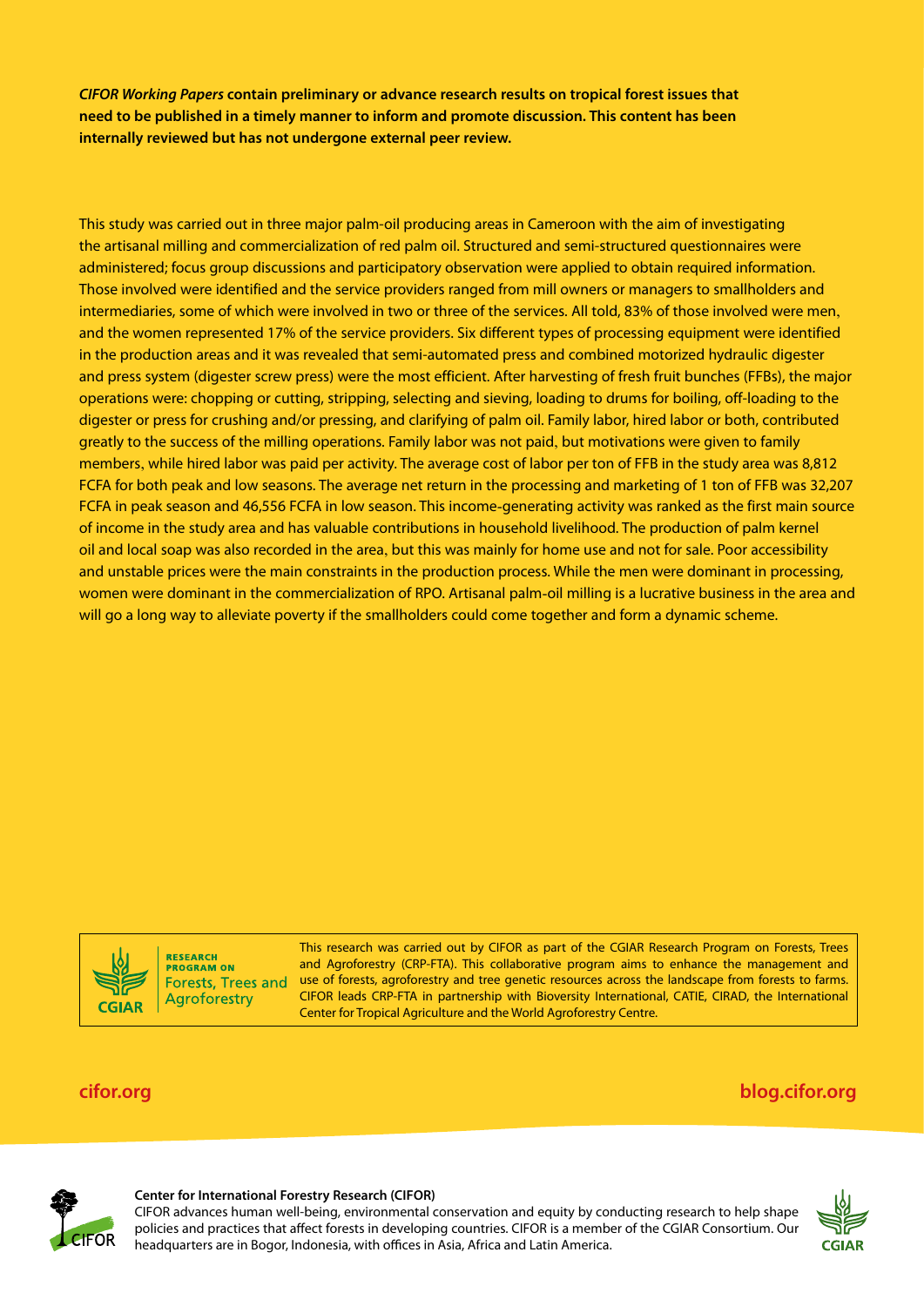***CIFOR Working Papers* contain preliminary or advance research results on tropical forest issues that need to be published in a timely manner to inform and promote discussion. This content has been internally reviewed but has not undergone external peer review.**

This study was carried out in three major palm-oil producing areas in Cameroon with the aim of investigating the artisanal milling and commercialization of red palm oil. Structured and semi-structured questionnaires were administered; focus group discussions and participatory observation were applied to obtain required information. Those involved were identified and the service providers ranged from mill owners or managers to smallholders and intermediaries, some of which were involved in two or three of the services. All told, 83% of those involved were men, and the women represented 17% of the service providers. Six different types of processing equipment were identified in the production areas and it was revealed that semi-automated press and combined motorized hydraulic digester and press system (digester screw press) were the most efficient. After harvesting of fresh fruit bunches (FFBs), the major operations were: chopping or cutting, stripping, selecting and sieving, loading to drums for boiling, off-loading to the digester or press for crushing and/or pressing, and clarifying of palm oil. Family labor, hired labor or both, contributed greatly to the success of the milling operations. Family labor was not paid, but motivations were given to family members, while hired labor was paid per activity. The average cost of labor per ton of FFB in the study area was 8,812 FCFA for both peak and low seasons. The average net return in the processing and marketing of 1 ton of FFB was 32,207 FCFA in peak season and 46,556 FCFA in low season. This income-generating activity was ranked as the first main source of income in the study area and has valuable contributions in household livelihood. The production of palm kernel oil and local soap was also recorded in the area, but this was mainly for home use and not for sale. Poor accessibility and unstable prices were the main constraints in the production process. While the men were dominant in processing, women were dominant in the commercialization of RPO. Artisanal palm-oil milling is a lucrative business in the area and will go a long way to alleviate poverty if the smallholders could come together and form a dynamic scheme.

CGIAR | RESEARCH PROGRAM ON Forests, Trees and Agroforestry

This research was carried out by CIFOR as part of the CGIAR Research Program on Forests, Trees and Agroforestry (CRP-FTA). This collaborative program aims to enhance the management and use of forests, agroforestry and tree genetic resources across the landscape from forests to farms. CIFOR leads CRP-FTA in partnership with Bioversity International, CATIE, CIRAD, the International Center for Tropical Agriculture and the World Agroforestry Centre.

**cifor.org** **blog.cifor.org**

**Center for International Forestry Research (CIFOR)**
CIFOR advances human well-being, environmental conservation and equity by conducting research to help shape policies and practices that affect forests in developing countries. CIFOR is a member of the CGIAR Consortium. Our headquarters are in Bogor, Indonesia, with offices in Asia, Africa and Latin America.